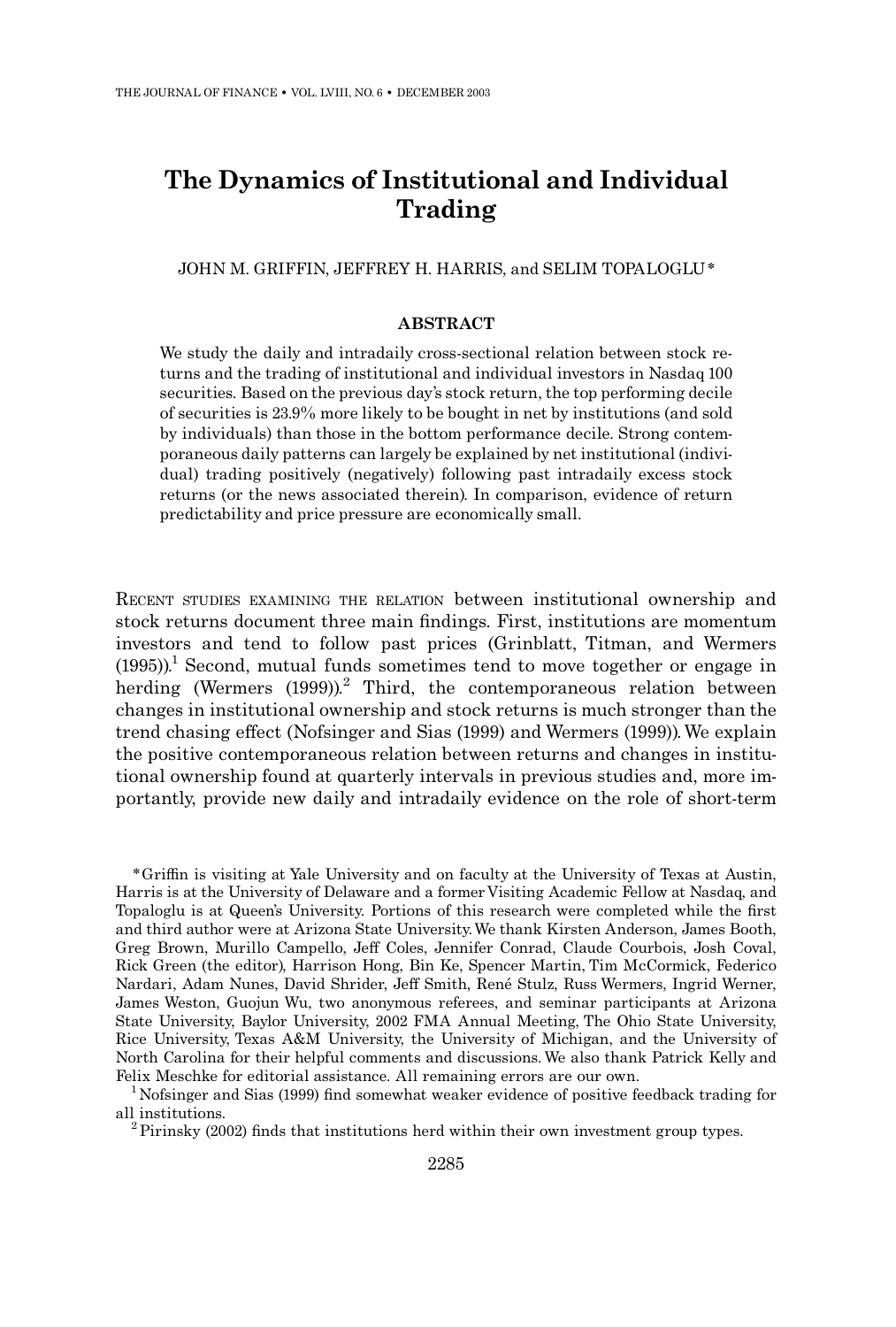# The Dynamics of Institutional and Individual Trading

JOHN M. GRIFFIN, JEFFREY H. HARRIS, and SELIM TOPALOGLU*

## ABSTRACT

We study the daily and intradaily cross-sectional relation between stock returns and the trading of institutional and individual investors in Nasdaq 100 securities. Based on the previous day's stock return, the top performing decile of securities is 23.9% more likely to be bought in net by institutions (and sold by individuals) than those in the bottom performance decile. Strong contemporaneous daily patterns can largely be explained by net institutional (individual) trading positively (negatively) following past intradaily excess stock returns (or the news associated therein). In comparison, evidence of return predictability and price pressure are economically small.

RECENT STUDIES EXAMINING THE RELATION between institutional ownership and stock returns document three main findings. First, institutions are momentum investors and tend to follow past prices (Grinblatt, Titman, and Wermers (1995)).[1] Second, mutual funds sometimes tend to move together or engage in herding (Wermers (1999)).[2] Third, the contemporaneous relation between changes in institutional ownership and stock returns is much stronger than the trend chasing effect (Nofsinger and Sias (1999) and Wermers (1999)). We explain the positive contemporaneous relation between returns and changes in institutional ownership found at quarterly intervals in previous studies and, more importantly, provide new daily and intradaily evidence on the role of short-term

*Griffin is visiting at Yale University and on faculty at the University of Texas at Austin, Harris is at the University of Delaware and a former Visiting Academic Fellow at Nasdaq, and Topaloglu is at Queen's University. Portions of this research were completed while the first and third author were at Arizona State University. We thank Kirsten Anderson, James Booth, Greg Brown, Murillo Campello, Jeff Coles, Jennifer Conrad, Claude Courbois, Josh Coval, Rick Green (the editor), Harrison Hong, Bin Ke, Spencer Martin, Tim McCormick, Federico Nardari, Adam Nunes, David Shrider, Jeff Smith, René Stulz, Russ Wermers, Ingrid Werner, James Weston, Guojun Wu, two anonymous referees, and seminar participants at Arizona State University, Baylor University, 2002 FMA Annual Meeting, The Ohio State University, Rice University, Texas A&M University, the University of Michigan, and the University of North Carolina for their helpful comments and discussions. We also thank Patrick Kelly and Felix Meschke for editorial assistance. All remaining errors are our own.

[1] Nofsinger and Sias (1999) find somewhat weaker evidence of positive feedback trading for all institutions.

[2] Pirinsky (2002) finds that institutions herd within their own investment group types.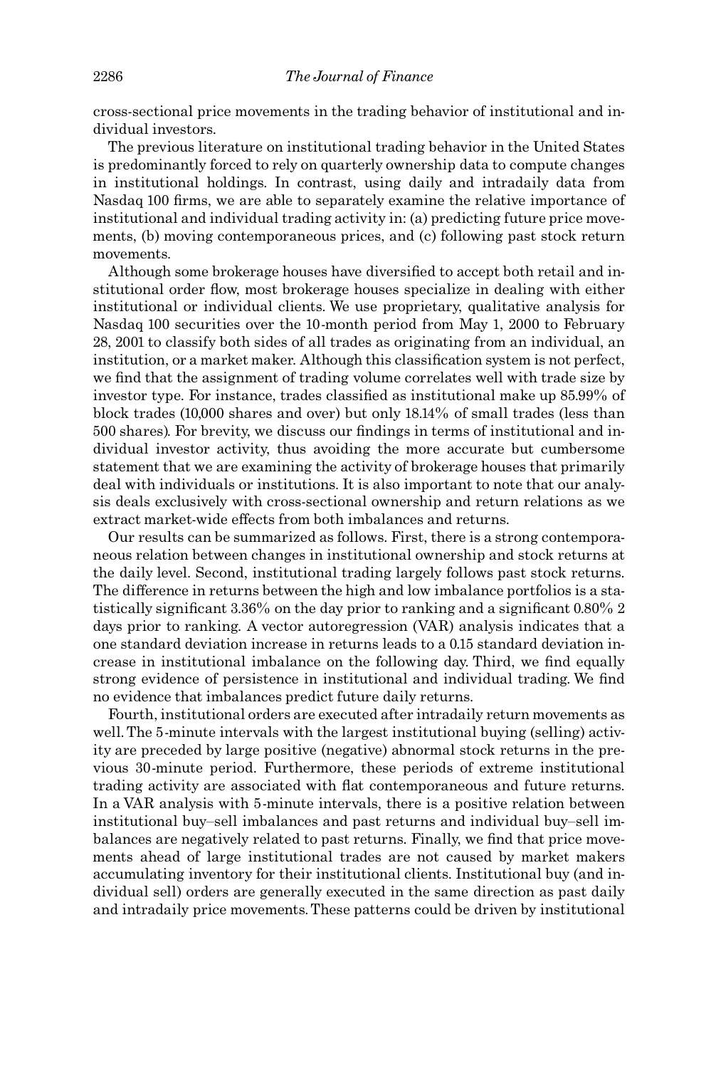cross-sectional price movements in the trading behavior of institutional and individual investors.

The previous literature on institutional trading behavior in the United States is predominantly forced to rely on quarterly ownership data to compute changes in institutional holdings. In contrast, using daily and intradaily data from Nasdaq 100 firms, we are able to separately examine the relative importance of institutional and individual trading activity in: (a) predicting future price movements, (b) moving contemporaneous prices, and (c) following past stock return movements.

Although some brokerage houses have diversified to accept both retail and institutional order flow, most brokerage houses specialize in dealing with either institutional or individual clients. We use proprietary, qualitative analysis for Nasdaq 100 securities over the 10-month period from May 1, 2000 to February 28, 2001 to classify both sides of all trades as originating from an individual, an institution, or a market maker. Although this classification system is not perfect, we find that the assignment of trading volume correlates well with trade size by investor type. For instance, trades classified as institutional make up 85.99% of block trades (10,000 shares and over) but only 18.14% of small trades (less than 500 shares). For brevity, we discuss our findings in terms of institutional and individual investor activity, thus avoiding the more accurate but cumbersome statement that we are examining the activity of brokerage houses that primarily deal with individuals or institutions. It is also important to note that our analysis deals exclusively with cross-sectional ownership and return relations as we extract market-wide effects from both imbalances and returns.

Our results can be summarized as follows. First, there is a strong contemporaneous relation between changes in institutional ownership and stock returns at the daily level. Second, institutional trading largely follows past stock returns. The difference in returns between the high and low imbalance portfolios is a statistically significant 3.36% on the day prior to ranking and a significant 0.80% 2 days prior to ranking. A vector autoregression (VAR) analysis indicates that a one standard deviation increase in returns leads to a 0.15 standard deviation increase in institutional imbalance on the following day. Third, we find equally strong evidence of persistence in institutional and individual trading. We find no evidence that imbalances predict future daily returns.

Fourth, institutional orders are executed after intradaily return movements as well. The 5-minute intervals with the largest institutional buying (selling) activity are preceded by large positive (negative) abnormal stock returns in the previous 30-minute period. Furthermore, these periods of extreme institutional trading activity are associated with flat contemporaneous and future returns. In a VAR analysis with 5-minute intervals, there is a positive relation between institutional buy–sell imbalances and past returns and individual buy–sell imbalances are negatively related to past returns. Finally, we find that price movements ahead of large institutional trades are not caused by market makers accumulating inventory for their institutional clients. Institutional buy (and individual sell) orders are generally executed in the same direction as past daily and intradaily price movements. These patterns could be driven by institutional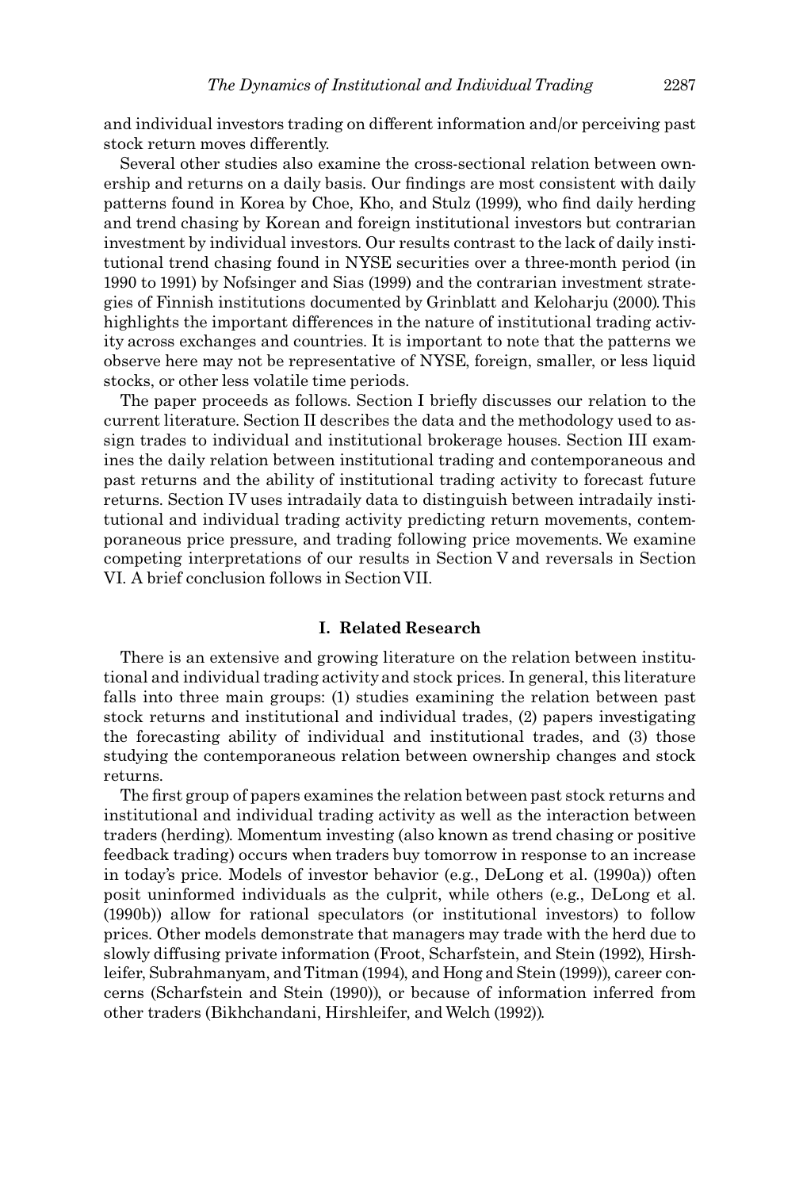and individual investors trading on different information and/or perceiving past stock return moves differently.

Several other studies also examine the cross-sectional relation between ownership and returns on a daily basis. Our findings are most consistent with daily patterns found in Korea by Choe, Kho, and Stulz (1999), who find daily herding and trend chasing by Korean and foreign institutional investors but contrarian investment by individual investors. Our results contrast to the lack of daily institutional trend chasing found in NYSE securities over a three-month period (in 1990 to 1991) by Nofsinger and Sias (1999) and the contrarian investment strategies of Finnish institutions documented by Grinblatt and Keloharju (2000). This highlights the important differences in the nature of institutional trading activity across exchanges and countries. It is important to note that the patterns we observe here may not be representative of NYSE, foreign, smaller, or less liquid stocks, or other less volatile time periods.

The paper proceeds as follows. Section I briefly discusses our relation to the current literature. Section II describes the data and the methodology used to assign trades to individual and institutional brokerage houses. Section III examines the daily relation between institutional trading and contemporaneous and past returns and the ability of institutional trading activity to forecast future returns. Section IV uses intradaily data to distinguish between intradaily institutional and individual trading activity predicting return movements, contemporaneous price pressure, and trading following price movements. We examine competing interpretations of our results in Section V and reversals in Section VI. A brief conclusion follows in Section VII.

## I. Related Research

There is an extensive and growing literature on the relation between institutional and individual trading activity and stock prices. In general, this literature falls into three main groups: (1) studies examining the relation between past stock returns and institutional and individual trades, (2) papers investigating the forecasting ability of individual and institutional trades, and (3) those studying the contemporaneous relation between ownership changes and stock returns.

The first group of papers examines the relation between past stock returns and institutional and individual trading activity as well as the interaction between traders (herding). Momentum investing (also known as trend chasing or positive feedback trading) occurs when traders buy tomorrow in response to an increase in today's price. Models of investor behavior (e.g., DeLong et al. (1990a)) often posit uninformed individuals as the culprit, while others (e.g., DeLong et al. (1990b)) allow for rational speculators (or institutional investors) to follow prices. Other models demonstrate that managers may trade with the herd due to slowly diffusing private information (Froot, Scharfstein, and Stein (1992), Hirshleifer, Subrahmanyam, and Titman (1994), and Hong and Stein (1999)), career concerns (Scharfstein and Stein (1990)), or because of information inferred from other traders (Bikhchandani, Hirshleifer, and Welch (1992)).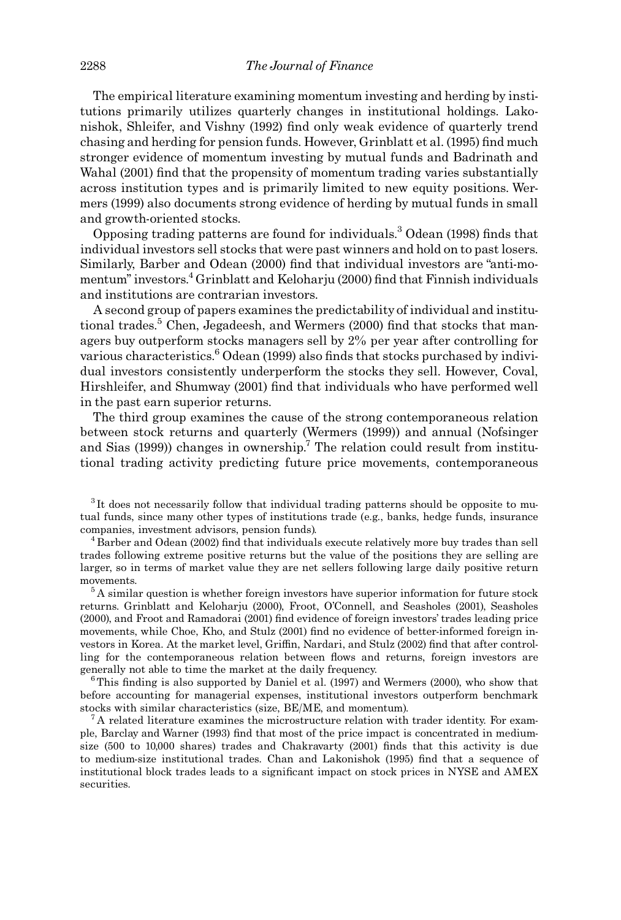The empirical literature examining momentum investing and herding by institutions primarily utilizes quarterly changes in institutional holdings. Lakonishok, Shleifer, and Vishny (1992) find only weak evidence of quarterly trend chasing and herding for pension funds. However, Grinblatt et al. (1995) find much stronger evidence of momentum investing by mutual funds and Badrinath and Wahal (2001) find that the propensity of momentum trading varies substantially across institution types and is primarily limited to new equity positions. Wermers (1999) also documents strong evidence of herding by mutual funds in small and growth-oriented stocks.

Opposing trading patterns are found for individuals.[3] Odean (1998) finds that individual investors sell stocks that were past winners and hold on to past losers. Similarly, Barber and Odean (2000) find that individual investors are "anti-momentum" investors.[4] Grinblatt and Keloharju (2000) find that Finnish individuals and institutions are contrarian investors.

A second group of papers examines the predictability of individual and institutional trades.[5] Chen, Jegadeesh, and Wermers (2000) find that stocks that managers buy outperform stocks managers sell by 2% per year after controlling for various characteristics.[6] Odean (1999) also finds that stocks purchased by individual investors consistently underperform the stocks they sell. However, Coval, Hirshleifer, and Shumway (2001) find that individuals who have performed well in the past earn superior returns.

The third group examines the cause of the strong contemporaneous relation between stock returns and quarterly (Wermers (1999)) and annual (Nofsinger and Sias (1999)) changes in ownership.[7] The relation could result from institutional trading activity predicting future price movements, contemporaneous

[3] It does not necessarily follow that individual trading patterns should be opposite to mutual funds, since many other types of institutions trade (e.g., banks, hedge funds, insurance companies, investment advisors, pension funds).

[4] Barber and Odean (2002) find that individuals execute relatively more buy trades than sell trades following extreme positive returns but the value of the positions they are selling are larger, so in terms of market value they are net sellers following large daily positive return movements.

[5] A similar question is whether foreign investors have superior information for future stock returns. Grinblatt and Keloharju (2000), Froot, O'Connell, and Seasholes (2001), Seasholes (2000), and Froot and Ramadorai (2001) find evidence of foreign investors' trades leading price movements, while Choe, Kho, and Stulz (2001) find no evidence of better-informed foreign investors in Korea. At the market level, Griffin, Nardari, and Stulz (2002) find that after controlling for the contemporaneous relation between flows and returns, foreign investors are generally not able to time the market at the daily frequency.

[6] This finding is also supported by Daniel et al. (1997) and Wermers (2000), who show that before accounting for managerial expenses, institutional investors outperform benchmark stocks with similar characteristics (size, BE/ME, and momentum).

[7] A related literature examines the microstructure relation with trader identity. For example, Barclay and Warner (1993) find that most of the price impact is concentrated in medium-size (500 to 10,000 shares) trades and Chakravarty (2001) finds that this activity is due to medium-size institutional trades. Chan and Lakonishok (1995) find that a sequence of institutional block trades leads to a significant impact on stock prices in NYSE and AMEX securities.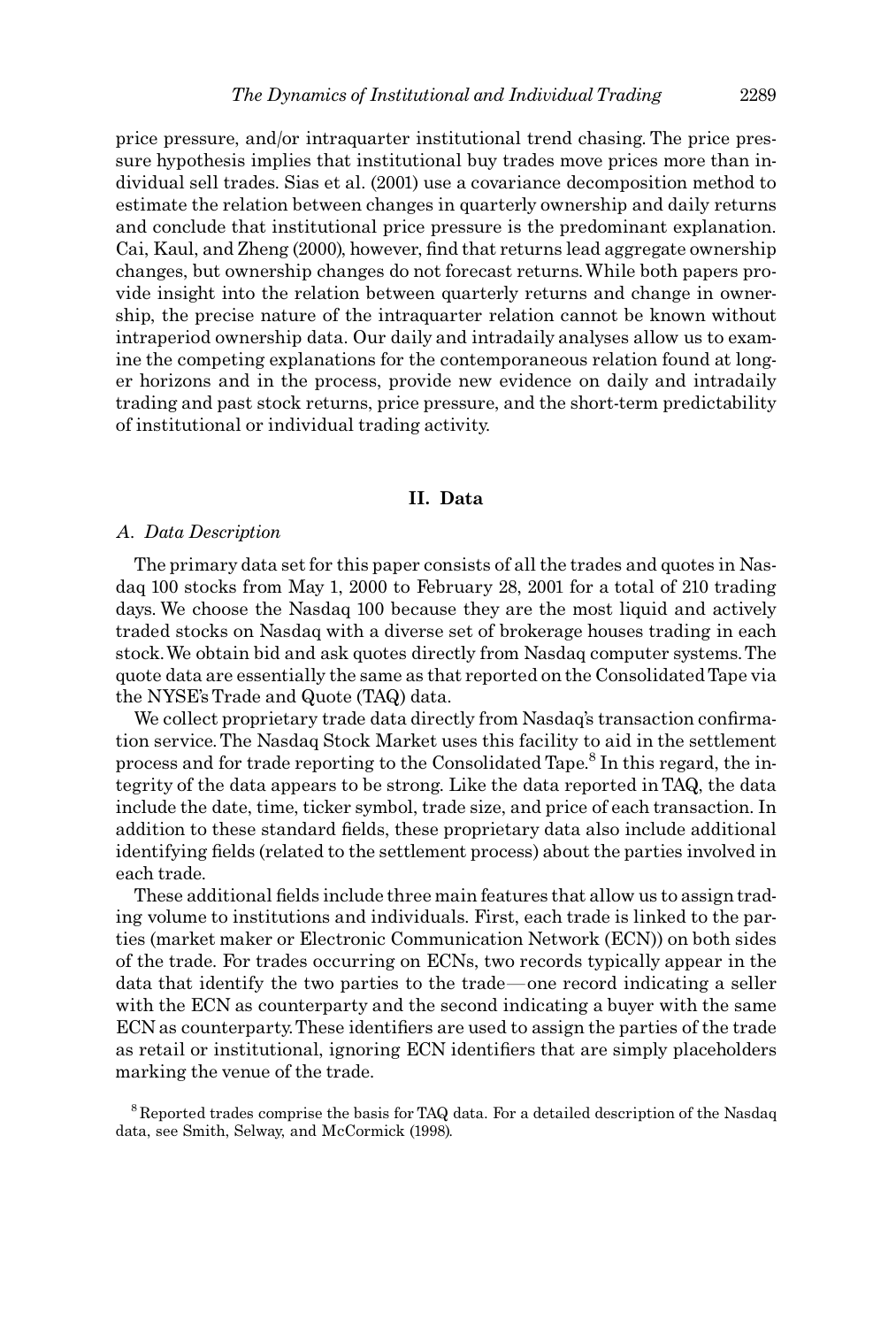price pressure, and/or intraquarter institutional trend chasing. The price pressure hypothesis implies that institutional buy trades move prices more than individual sell trades. Sias et al. (2001) use a covariance decomposition method to estimate the relation between changes in quarterly ownership and daily returns and conclude that institutional price pressure is the predominant explanation. Cai, Kaul, and Zheng (2000), however, find that returns lead aggregate ownership changes, but ownership changes do not forecast returns. While both papers provide insight into the relation between quarterly returns and change in ownership, the precise nature of the intraquarter relation cannot be known without intraperiod ownership data. Our daily and intradaily analyses allow us to examine the competing explanations for the contemporaneous relation found at longer horizons and in the process, provide new evidence on daily and intradaily trading and past stock returns, price pressure, and the short-term predictability of institutional or individual trading activity.

## II. Data

### *A. Data Description*

The primary data set for this paper consists of all the trades and quotes in Nasdaq 100 stocks from May 1, 2000 to February 28, 2001 for a total of 210 trading days. We choose the Nasdaq 100 because they are the most liquid and actively traded stocks on Nasdaq with a diverse set of brokerage houses trading in each stock. We obtain bid and ask quotes directly from Nasdaq computer systems. The quote data are essentially the same as that reported on the Consolidated Tape via the NYSE's Trade and Quote (TAQ) data.

We collect proprietary trade data directly from Nasdaq's transaction confirmation service. The Nasdaq Stock Market uses this facility to aid in the settlement process and for trade reporting to the Consolidated Tape.[8] In this regard, the integrity of the data appears to be strong. Like the data reported in TAQ, the data include the date, time, ticker symbol, trade size, and price of each transaction. In addition to these standard fields, these proprietary data also include additional identifying fields (related to the settlement process) about the parties involved in each trade.

These additional fields include three main features that allow us to assign trading volume to institutions and individuals. First, each trade is linked to the parties (market maker or Electronic Communication Network (ECN)) on both sides of the trade. For trades occurring on ECNs, two records typically appear in the data that identify the two parties to the trade—one record indicating a seller with the ECN as counterparty and the second indicating a buyer with the same ECN as counterparty. These identifiers are used to assign the parties of the trade as retail or institutional, ignoring ECN identifiers that are simply placeholders marking the venue of the trade.

[8] Reported trades comprise the basis for TAQ data. For a detailed description of the Nasdaq data, see Smith, Selway, and McCormick (1998).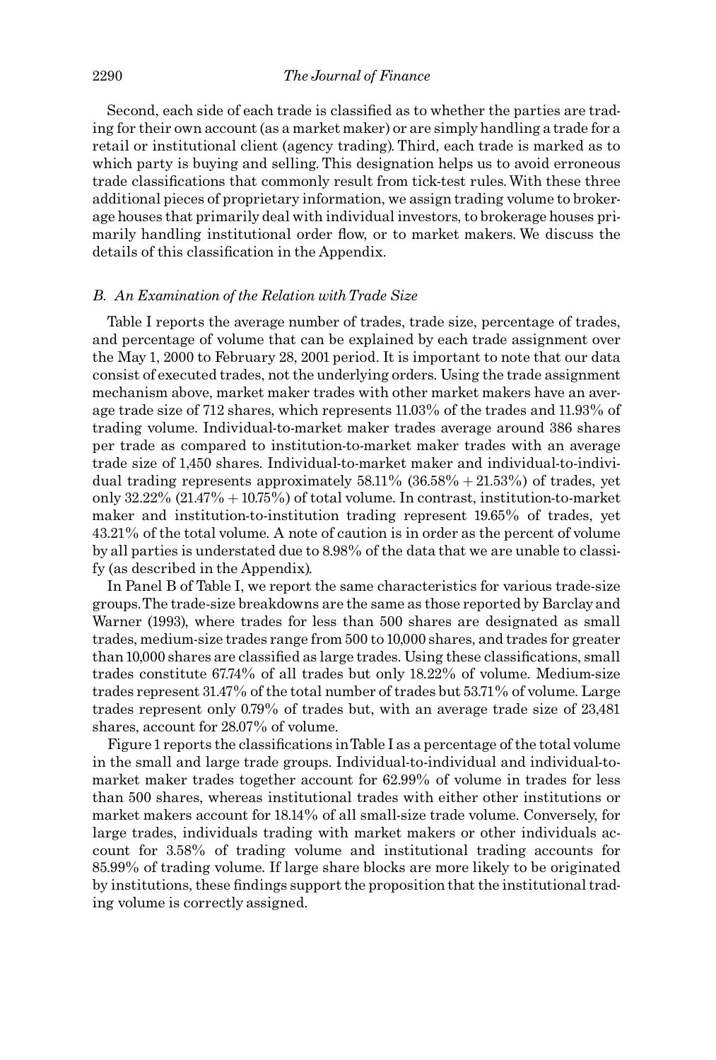Second, each side of each trade is classified as to whether the parties are trading for their own account (as a market maker) or are simply handling a trade for a retail or institutional client (agency trading). Third, each trade is marked as to which party is buying and selling. This designation helps us to avoid erroneous trade classifications that commonly result from tick-test rules. With these three additional pieces of proprietary information, we assign trading volume to brokerage houses that primarily deal with individual investors, to brokerage houses primarily handling institutional order flow, or to market makers. We discuss the details of this classification in the Appendix.

### *B. An Examination of the Relation with Trade Size*

Table I reports the average number of trades, trade size, percentage of trades, and percentage of volume that can be explained by each trade assignment over the May 1, 2000 to February 28, 2001 period. It is important to note that our data consist of executed trades, not the underlying orders. Using the trade assignment mechanism above, market maker trades with other market makers have an average trade size of 712 shares, which represents 11.03% of the trades and 11.93% of trading volume. Individual-to-market maker trades average around 386 shares per trade as compared to institution-to-market maker trades with an average trade size of 1,450 shares. Individual-to-market maker and individual-to-individual trading represents approximately 58.11% (36.58% + 21.53%) of trades, yet only 32.22% (21.47% + 10.75%) of total volume. In contrast, institution-to-market maker and institution-to-institution trading represent 19.65% of trades, yet 43.21% of the total volume. A note of caution is in order as the percent of volume by all parties is understated due to 8.98% of the data that we are unable to classify (as described in the Appendix).

In Panel B of Table I, we report the same characteristics for various trade-size groups. The trade-size breakdowns are the same as those reported by Barclay and Warner (1993), where trades for less than 500 shares are designated as small trades, medium-size trades range from 500 to 10,000 shares, and trades for greater than 10,000 shares are classified as large trades. Using these classifications, small trades constitute 67.74% of all trades but only 18.22% of volume. Medium-size trades represent 31.47% of the total number of trades but 53.71% of volume. Large trades represent only 0.79% of trades but, with an average trade size of 23,481 shares, account for 28.07% of volume.

Figure 1 reports the classifications in Table I as a percentage of the total volume in the small and large trade groups. Individual-to-individual and individual-to-market maker trades together account for 62.99% of volume in trades for less than 500 shares, whereas institutional trades with either other institutions or market makers account for 18.14% of all small-size trade volume. Conversely, for large trades, individuals trading with market makers or other individuals account for 3.58% of trading volume and institutional trading accounts for 85.99% of trading volume. If large share blocks are more likely to be originated by institutions, these findings support the proposition that the institutional trading volume is correctly assigned.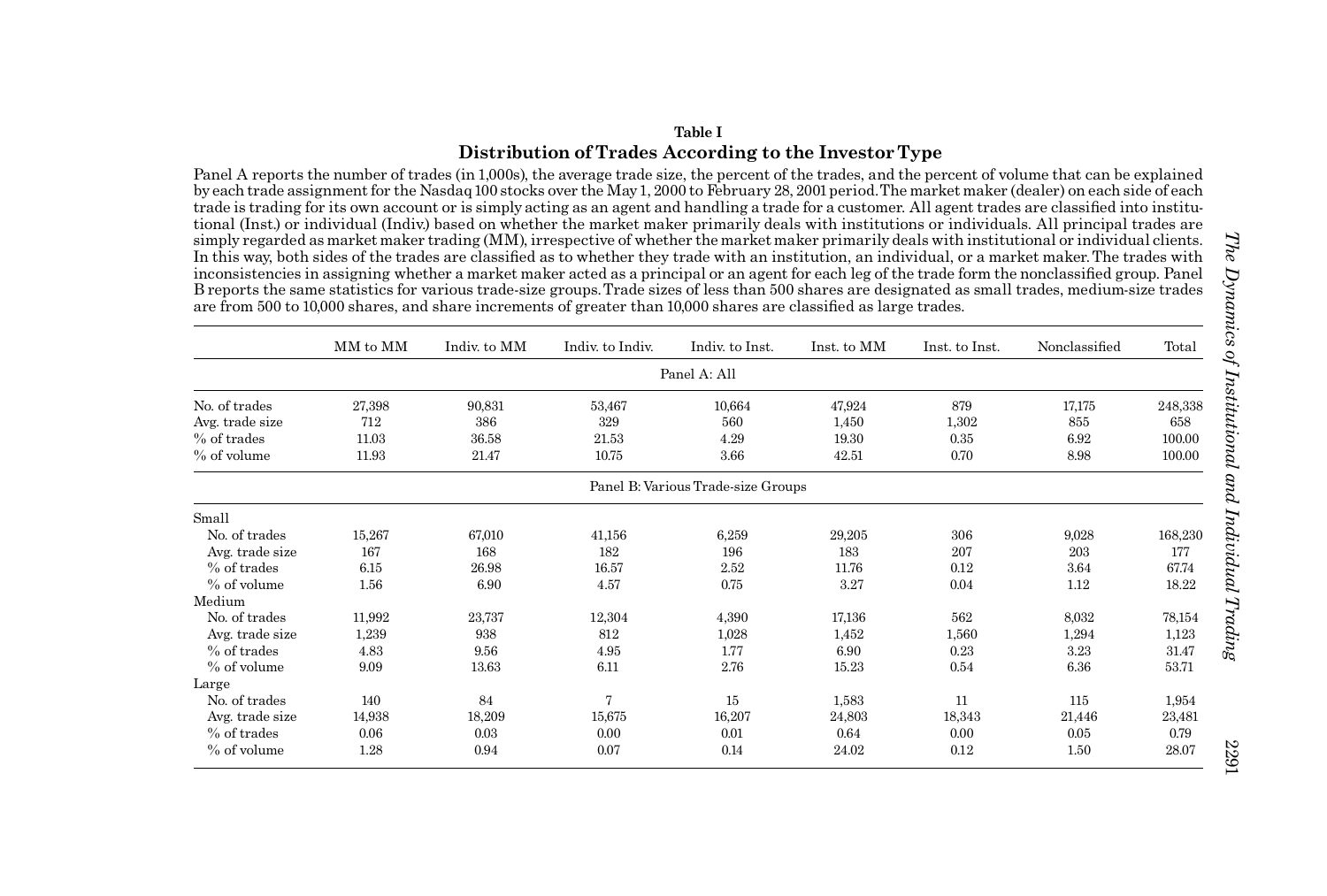**Table I**

**Distribution of Trades According to the Investor Type**

Panel A reports the number of trades (in 1,000s), the average trade size, the percent of the trades, and the percent of volume that can be explained by each trade assignment for the Nasdaq 100 stocks over the May 1, 2000 to February 28, 2001 period. The market maker (dealer) on each side of each trade is trading for its own account or is simply acting as an agent and handling a trade for a customer. All agent trades are classified into institutional (Inst.) or individual (Indiv.) based on whether the market maker primarily deals with institutions or individuals. All principal trades are simply regarded as market maker trading (MM), irrespective of whether the market maker primarily deals with institutional or individual clients. In this way, both sides of the trades are classified as to whether they trade with an institution, an individual, or a market maker. The trades with inconsistencies in assigning whether a market maker acted as a principal or an agent for each leg of the trade form the nonclassified group. Panel B reports the same statistics for various trade-size groups. Trade sizes of less than 500 shares are designated as small trades, medium-size trades are from 500 to 10,000 shares, and share increments of greater than 10,000 shares are classified as large trades.

| | MM to MM | Indiv. to MM | Indiv. to Indiv. | Indiv. to Inst. | Inst. to MM | Inst. to Inst. | Nonclassified | Total |
|---|---|---|---|---|---|---|---|---|
| | | | | Panel A: All | | | | |
| No. of trades | 27,398 | 90,831 | 53,467 | 10,664 | 47,924 | 879 | 17,175 | 248,338 |
| Avg. trade size | 712 | 386 | 329 | 560 | 1,450 | 1,302 | 855 | 658 |
| % of trades | 11.03 | 36.58 | 21.53 | 4.29 | 19.30 | 0.35 | 6.92 | 100.00 |
| % of volume | 11.93 | 21.47 | 10.75 | 3.66 | 42.51 | 0.70 | 8.98 | 100.00 |
| | | | | Panel B: Various Trade-size Groups | | | | |
| Small | | | | | | | | |
| No. of trades | 15,267 | 67,010 | 41,156 | 6,259 | 29,205 | 306 | 9,028 | 168,230 |
| Avg. trade size | 167 | 168 | 182 | 196 | 183 | 207 | 203 | 177 |
| % of trades | 6.15 | 26.98 | 16.57 | 2.52 | 11.76 | 0.12 | 3.64 | 67.74 |
| % of volume | 1.56 | 6.90 | 4.57 | 0.75 | 3.27 | 0.04 | 1.12 | 18.22 |
| Medium | | | | | | | | |
| No. of trades | 11,992 | 23,737 | 12,304 | 4,390 | 17,136 | 562 | 8,032 | 78,154 |
| Avg. trade size | 1,239 | 938 | 812 | 1,028 | 1,452 | 1,560 | 1,294 | 1,123 |
| % of trades | 4.83 | 9.56 | 4.95 | 1.77 | 6.90 | 0.23 | 3.23 | 31.47 |
| % of volume | 9.09 | 13.63 | 6.11 | 2.76 | 15.23 | 0.54 | 6.36 | 53.71 |
| Large | | | | | | | | |
| No. of trades | 140 | 84 | 7 | 15 | 1,583 | 11 | 115 | 1,954 |
| Avg. trade size | 14,938 | 18,209 | 15,675 | 16,207 | 24,803 | 18,343 | 21,446 | 23,481 |
| % of trades | 0.06 | 0.03 | 0.00 | 0.01 | 0.64 | 0.00 | 0.05 | 0.79 |
| % of volume | 1.28 | 0.94 | 0.07 | 0.14 | 24.02 | 0.12 | 1.50 | 28.07 |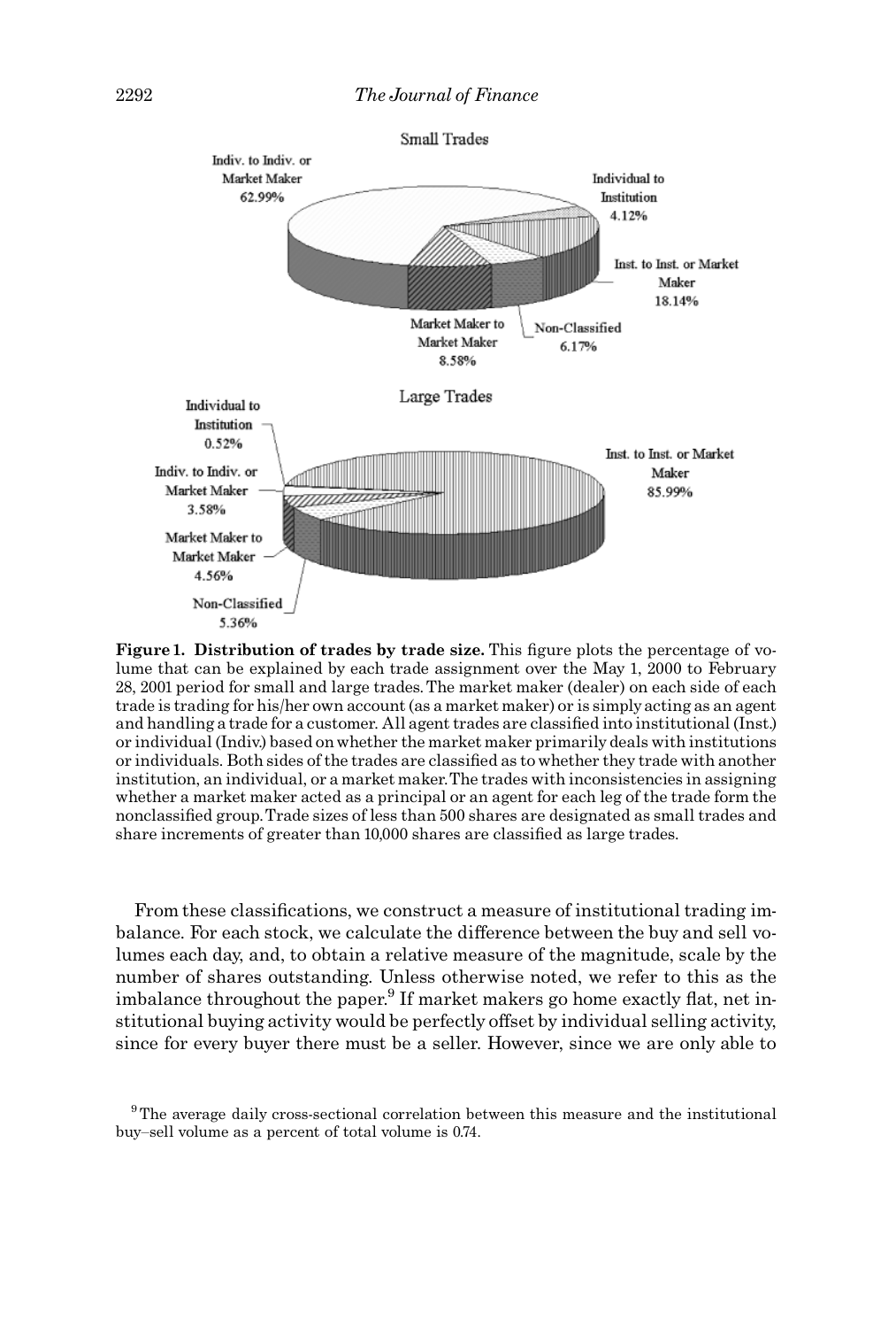Small Trades

Indiv. to Indiv. or Market Maker 62.99%

Individual to Institution 4.12%

Inst. to Inst. or Market Maker 18.14%

Non-Classified 6.17%

Market Maker to Market Maker 8.58%

Large Trades

Individual to Institution 0.52%

Indiv. to Indiv. or Market Maker 3.58%

Market Maker to Market Maker 4.56%

Non-Classified 5.36%

Inst. to Inst. or Market Maker 85.99%

**Figure 1. Distribution of trades by trade size.** This figure plots the percentage of volume that can be explained by each trade assignment over the May 1, 2000 to February 28, 2001 period for small and large trades. The market maker (dealer) on each side of each trade is trading for his/her own account (as a market maker) or is simply acting as an agent and handling a trade for a customer. All agent trades are classified into institutional (Inst.) or individual (Indiv.) based on whether the market maker primarily deals with institutions or individuals. Both sides of the trades are classified as to whether they trade with another institution, an individual, or a market maker. The trades with inconsistencies in assigning whether a market maker acted as a principal or an agent for each leg of the trade form the nonclassified group. Trade sizes of less than 500 shares are designated as small trades and share increments of greater than 10,000 shares are classified as large trades.

From these classifications, we construct a measure of institutional trading imbalance. For each stock, we calculate the difference between the buy and sell volumes each day, and, to obtain a relative measure of the magnitude, scale by the number of shares outstanding. Unless otherwise noted, we refer to this as the imbalance throughout the paper.[9] If market makers go home exactly flat, net institutional buying activity would be perfectly offset by individual selling activity, since for every buyer there must be a seller. However, since we are only able to

[9] The average daily cross-sectional correlation between this measure and the institutional buy–sell volume as a percent of total volume is 0.74.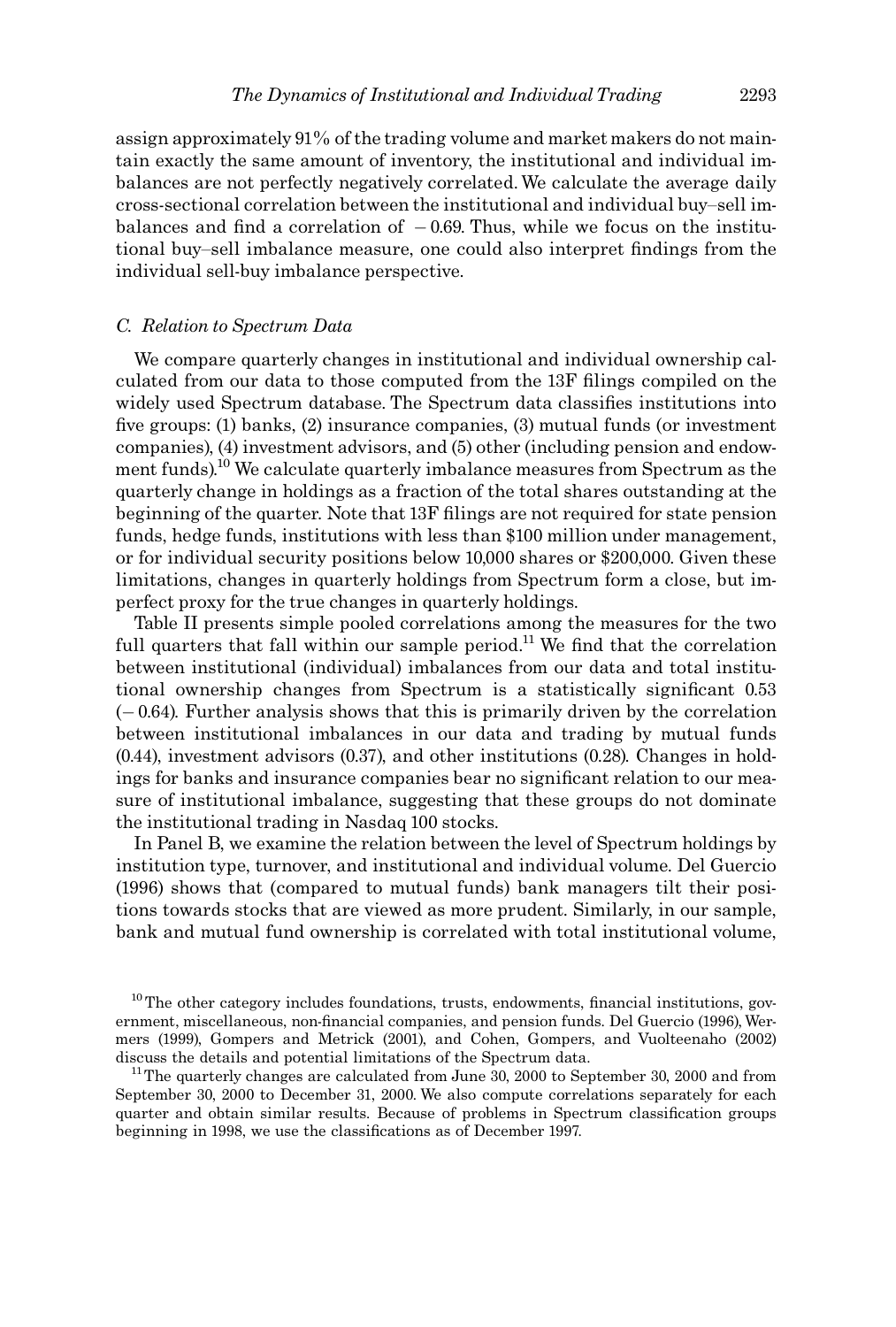assign approximately 91% of the trading volume and market makers do not maintain exactly the same amount of inventory, the institutional and individual imbalances are not perfectly negatively correlated. We calculate the average daily cross-sectional correlation between the institutional and individual buy–sell imbalances and find a correlation of −0.69. Thus, while we focus on the institutional buy–sell imbalance measure, one could also interpret findings from the individual sell-buy imbalance perspective.

### C. Relation to Spectrum Data

We compare quarterly changes in institutional and individual ownership calculated from our data to those computed from the 13F filings compiled on the widely used Spectrum database. The Spectrum data classifies institutions into five groups: (1) banks, (2) insurance companies, (3) mutual funds (or investment companies), (4) investment advisors, and (5) other (including pension and endowment funds).[10] We calculate quarterly imbalance measures from Spectrum as the quarterly change in holdings as a fraction of the total shares outstanding at the beginning of the quarter. Note that 13F filings are not required for state pension funds, hedge funds, institutions with less than \$100 million under management, or for individual security positions below 10,000 shares or \$200,000. Given these limitations, changes in quarterly holdings from Spectrum form a close, but imperfect proxy for the true changes in quarterly holdings.

Table II presents simple pooled correlations among the measures for the two full quarters that fall within our sample period.[11] We find that the correlation between institutional (individual) imbalances from our data and total institutional ownership changes from Spectrum is a statistically significant 0.53 (−0.64). Further analysis shows that this is primarily driven by the correlation between institutional imbalances in our data and trading by mutual funds (0.44), investment advisors (0.37), and other institutions (0.28). Changes in holdings for banks and insurance companies bear no significant relation to our measure of institutional imbalance, suggesting that these groups do not dominate the institutional trading in Nasdaq 100 stocks.

In Panel B, we examine the relation between the level of Spectrum holdings by institution type, turnover, and institutional and individual volume. Del Guercio (1996) shows that (compared to mutual funds) bank managers tilt their positions towards stocks that are viewed as more prudent. Similarly, in our sample, bank and mutual fund ownership is correlated with total institutional volume,

[10] The other category includes foundations, trusts, endowments, financial institutions, government, miscellaneous, non-financial companies, and pension funds. Del Guercio (1996), Wermers (1999), Gompers and Metrick (2001), and Cohen, Gompers, and Vuolteenaho (2002) discuss the details and potential limitations of the Spectrum data.

[11] The quarterly changes are calculated from June 30, 2000 to September 30, 2000 and from September 30, 2000 to December 31, 2000. We also compute correlations separately for each quarter and obtain similar results. Because of problems in Spectrum classification groups beginning in 1998, we use the classifications as of December 1997.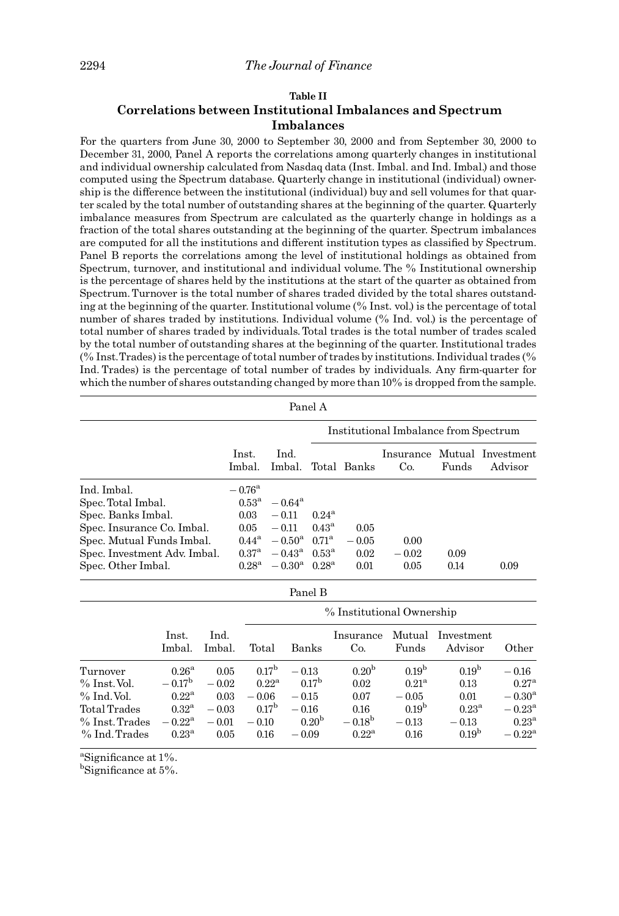**Table II**

**Correlations between Institutional Imbalances and Spectrum Imbalances**

For the quarters from June 30, 2000 to September 30, 2000 and from September 30, 2000 to December 31, 2000, Panel A reports the correlations among quarterly changes in institutional and individual ownership calculated from Nasdaq data (Inst. Imbal. and Ind. Imbal.) and those computed using the Spectrum database. Quarterly change in institutional (individual) ownership is the difference between the institutional (individual) buy and sell volumes for that quarter scaled by the total number of outstanding shares at the beginning of the quarter. Quarterly imbalance measures from Spectrum are calculated as the quarterly change in holdings as a fraction of the total shares outstanding at the beginning of the quarter. Spectrum imbalances are computed for all the institutions and different institution types as classified by Spectrum. Panel B reports the correlations among the level of institutional holdings as obtained from Spectrum, turnover, and institutional and individual volume. The % Institutional ownership is the percentage of shares held by the institutions at the start of the quarter as obtained from Spectrum. Turnover is the total number of shares traded divided by the total shares outstanding at the beginning of the quarter. Institutional volume (% Inst. vol.) is the percentage of total number of shares traded by institutions. Individual volume (% Ind. vol.) is the percentage of total number of shares traded by individuals. Total trades is the total number of trades scaled by the total number of outstanding shares at the beginning of the quarter. Institutional trades (% Inst. Trades) is the percentage of total number of trades by institutions. Individual trades (% Ind. Trades) is the percentage of total number of trades by individuals. Any firm-quarter for which the number of shares outstanding changed by more than 10% is dropped from the sample.

Panel A

| | Inst. Imbal. | Ind. Imbal. | Institutional Imbalance from Spectrum: Total | Banks | Insurance Co. | Mutual Funds | Investment Advisor |
|---|---|---|---|---|---|---|---|
| Ind. Imbal. | −0.76[a] | | | | | | |
| Spec. Total Imbal. | 0.53[a] | −0.64[a] | | | | | |
| Spec. Banks Imbal. | 0.03 | −0.11 | 0.24[a] | | | | |
| Spec. Insurance Co. Imbal. | 0.05 | −0.11 | 0.43[a] | 0.05 | | | |
| Spec. Mutual Funds Imbal. | 0.44[a] | −0.50[a] | 0.71[a] | −0.05 | 0.00 | | |
| Spec. Investment Adv. Imbal. | 0.37[a] | −0.43[a] | 0.53[a] | 0.02 | −0.02 | 0.09 | |
| Spec. Other Imbal. | 0.28[a] | −0.30[a] | 0.28[a] | 0.01 | 0.05 | 0.14 | 0.09 |

Panel B

| | Inst. Imbal. | Ind. Imbal. | % Institutional Ownership: Total | Banks | Insurance Co. | Mutual Funds | Investment Advisor | Other |
|---|---|---|---|---|---|---|---|---|
| Turnover | 0.26[a] | 0.05 | 0.17[b] | −0.13 | 0.20[b] | 0.19[b] | 0.19[b] | −0.16 |
| % Inst. Vol. | −0.17[b] | −0.02 | 0.22[a] | 0.17[b] | 0.02 | 0.21[a] | 0.13 | 0.27[a] |
| % Ind. Vol. | 0.22[a] | 0.03 | −0.06 | −0.15 | 0.07 | −0.05 | 0.01 | −0.30[a] |
| Total Trades | 0.32[a] | −0.03 | 0.17[b] | −0.16 | 0.16 | 0.19[b] | 0.23[a] | −0.23[a] |
| % Inst. Trades | −0.22[a] | −0.01 | −0.10 | 0.20[b] | −0.18[b] | −0.13 | −0.13 | 0.23[a] |
| % Ind. Trades | 0.23[a] | 0.05 | 0.16 | −0.09 | 0.22[a] | 0.16 | 0.19[b] | −0.22[a] |

[a]Significance at 1%.
[b]Significance at 5%.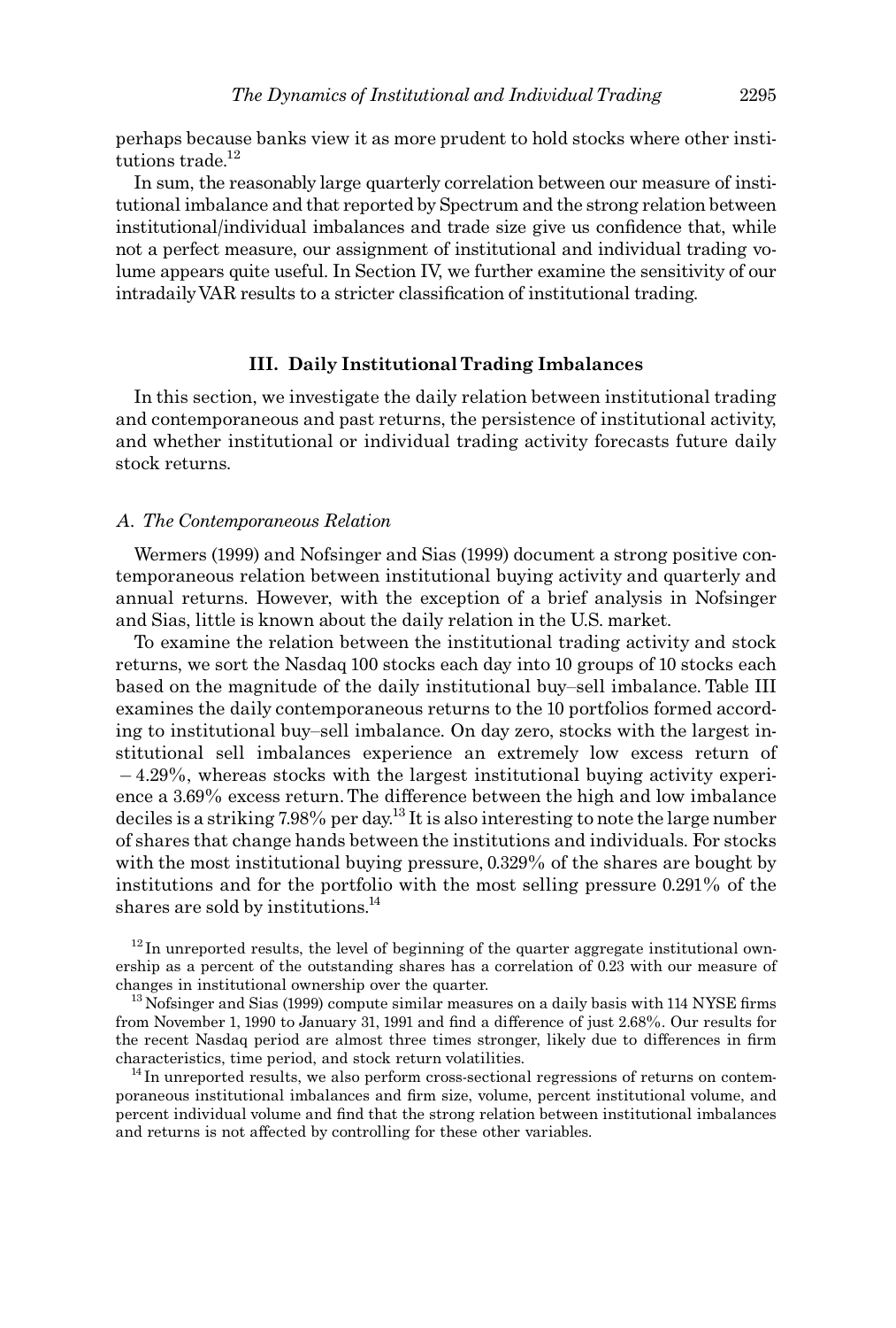perhaps because banks view it as more prudent to hold stocks where other institutions trade.[12]

In sum, the reasonably large quarterly correlation between our measure of institutional imbalance and that reported by Spectrum and the strong relation between institutional/individual imbalances and trade size give us confidence that, while not a perfect measure, our assignment of institutional and individual trading volume appears quite useful. In Section IV, we further examine the sensitivity of our intradaily VAR results to a stricter classification of institutional trading.

## III. Daily Institutional Trading Imbalances

In this section, we investigate the daily relation between institutional trading and contemporaneous and past returns, the persistence of institutional activity, and whether institutional or individual trading activity forecasts future daily stock returns.

### *A. The Contemporaneous Relation*

Wermers (1999) and Nofsinger and Sias (1999) document a strong positive contemporaneous relation between institutional buying activity and quarterly and annual returns. However, with the exception of a brief analysis in Nofsinger and Sias, little is known about the daily relation in the U.S. market.

To examine the relation between the institutional trading activity and stock returns, we sort the Nasdaq 100 stocks each day into 10 groups of 10 stocks each based on the magnitude of the daily institutional buy–sell imbalance. Table III examines the daily contemporaneous returns to the 10 portfolios formed according to institutional buy–sell imbalance. On day zero, stocks with the largest institutional sell imbalances experience an extremely low excess return of $-4.29\%$, whereas stocks with the largest institutional buying activity experience a 3.69% excess return. The difference between the high and low imbalance deciles is a striking 7.98% per day.[13] It is also interesting to note the large number of shares that change hands between the institutions and individuals. For stocks with the most institutional buying pressure, 0.329% of the shares are bought by institutions and for the portfolio with the most selling pressure 0.291% of the shares are sold by institutions.[14]

[12] In unreported results, the level of beginning of the quarter aggregate institutional ownership as a percent of the outstanding shares has a correlation of 0.23 with our measure of changes in institutional ownership over the quarter.

[13] Nofsinger and Sias (1999) compute similar measures on a daily basis with 114 NYSE firms from November 1, 1990 to January 31, 1991 and find a difference of just 2.68%. Our results for the recent Nasdaq period are almost three times stronger, likely due to differences in firm characteristics, time period, and stock return volatilities.

[14] In unreported results, we also perform cross-sectional regressions of returns on contemporaneous institutional imbalances and firm size, volume, percent institutional volume, and percent individual volume and find that the strong relation between institutional imbalances and returns is not affected by controlling for these other variables.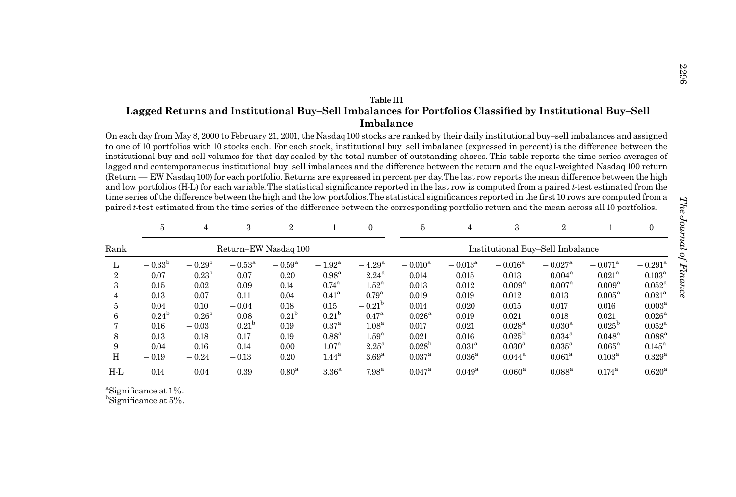**Table III**

**Lagged Returns and Institutional Buy–Sell Imbalances for Portfolios Classified by Institutional Buy–Sell Imbalance**

On each day from May 8, 2000 to February 21, 2001, the Nasdaq 100 stocks are ranked by their daily institutional buy–sell imbalances and assigned to one of 10 portfolios with 10 stocks each. For each stock, institutional buy–sell imbalance (expressed in percent) is the difference between the institutional buy and sell volumes for that day scaled by the total number of outstanding shares. This table reports the time-series averages of lagged and contemporaneous institutional buy–sell imbalances and the difference between the return and the equal-weighted Nasdaq 100 return (Return — EW Nasdaq 100) for each portfolio. Returns are expressed in percent per day. The last row reports the mean difference between the high and low portfolios (H-L) for each variable. The statistical significance reported in the last row is computed from a paired $t$-test estimated from the time series of the difference between the high and the low portfolios. The statistical significances reported in the first 10 rows are computed from a paired $t$-test estimated from the time series of the difference between the corresponding portfolio return and the mean across all 10 portfolios.

| | −5 | −4 | −3 | −2 | −1 | 0 | −5 | −4 | −3 | −2 | −1 | 0 |
|---|---|---|---|---|---|---|---|---|---|---|---|---|
| Rank | Return–EW Nasdaq 100 | | | | | | Institutional Buy–Sell Imbalance | | | | | |
| L | −0.33[b] | −0.29[b] | −0.53[a] | −0.59[a] | −1.92[a] | −4.29[a] | −0.010[a] | −0.013[a] | −0.016[a] | −0.027[a] | −0.071[a] | −0.291[a] |
| 2 | −0.07 | 0.23[b] | −0.07 | −0.20 | −0.98[a] | −2.24[a] | 0.014 | 0.015 | 0.013 | −0.004[a] | −0.021[a] | −0.103[a] |
| 3 | 0.15 | −0.02 | 0.09 | −0.14 | −0.74[a] | −1.52[a] | 0.013 | 0.012 | 0.009[a] | 0.007[a] | −0.009[a] | −0.052[a] |
| 4 | 0.13 | 0.07 | 0.11 | 0.04 | −0.41[a] | −0.79[a] | 0.019 | 0.019 | 0.012 | 0.013 | 0.005[a] | −0.021[a] |
| 5 | 0.04 | 0.10 | −0.04 | 0.18 | 0.15 | −0.21[b] | 0.014 | 0.020 | 0.015 | 0.017 | 0.016 | 0.003[a] |
| 6 | 0.24[b] | 0.26[b] | 0.08 | 0.21[b] | 0.21[b] | 0.47[a] | 0.026[a] | 0.019 | 0.021 | 0.018 | 0.021 | 0.026[a] |
| 7 | 0.16 | −0.03 | 0.21[b] | 0.19 | 0.37[a] | 1.08[a] | 0.017 | 0.021 | 0.028[a] | 0.030[a] | 0.025[b] | 0.052[a] |
| 8 | −0.13 | −0.18 | 0.17 | 0.19 | 0.88[a] | 1.59[a] | 0.021 | 0.016 | 0.025[b] | 0.034[a] | 0.048[a] | 0.088[a] |
| 9 | 0.04 | 0.16 | 0.14 | 0.00 | 1.07[a] | 2.25[a] | 0.028[b] | 0.031[a] | 0.030[a] | 0.035[a] | 0.065[a] | 0.145[a] |
| H | −0.19 | −0.24 | −0.13 | 0.20 | 1.44[a] | 3.69[a] | 0.037[a] | 0.036[a] | 0.044[a] | 0.061[a] | 0.103[a] | 0.329[a] |
| H-L | 0.14 | 0.04 | 0.39 | 0.80[a] | 3.36[a] | 7.98[a] | 0.047[a] | 0.049[a] | 0.060[a] | 0.088[a] | 0.174[a] | 0.620[a] |

[a]Significance at 1%.
[b]Significance at 5%.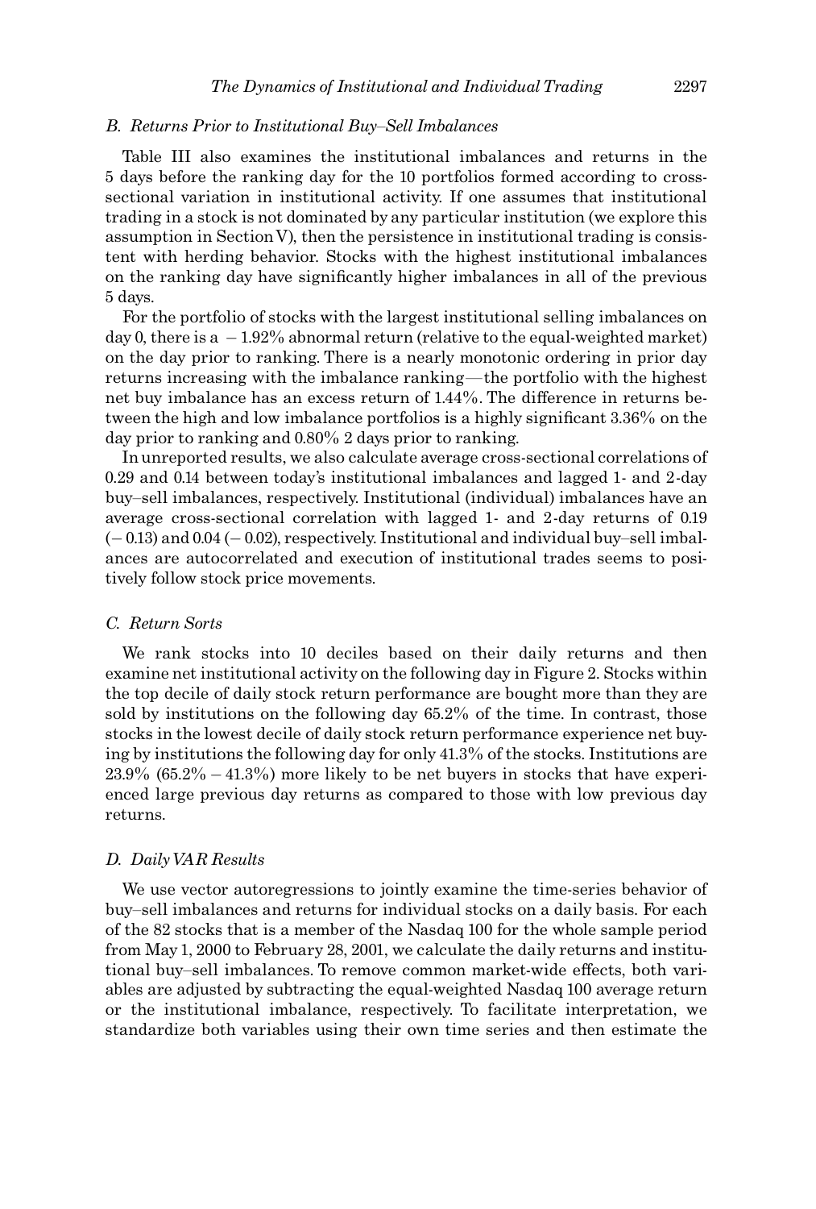### B. Returns Prior to Institutional Buy–Sell Imbalances

Table III also examines the institutional imbalances and returns in the 5 days before the ranking day for the 10 portfolios formed according to cross-sectional variation in institutional activity. If one assumes that institutional trading in a stock is not dominated by any particular institution (we explore this assumption in Section V), then the persistence in institutional trading is consistent with herding behavior. Stocks with the highest institutional imbalances on the ranking day have significantly higher imbalances in all of the previous 5 days.

For the portfolio of stocks with the largest institutional selling imbalances on day 0, there is a −1.92% abnormal return (relative to the equal-weighted market) on the day prior to ranking. There is a nearly monotonic ordering in prior day returns increasing with the imbalance ranking—the portfolio with the highest net buy imbalance has an excess return of 1.44%. The difference in returns between the high and low imbalance portfolios is a highly significant 3.36% on the day prior to ranking and 0.80% 2 days prior to ranking.

In unreported results, we also calculate average cross-sectional correlations of 0.29 and 0.14 between today's institutional imbalances and lagged 1- and 2-day buy–sell imbalances, respectively. Institutional (individual) imbalances have an average cross-sectional correlation with lagged 1- and 2-day returns of 0.19 (−0.13) and 0.04 (−0.02), respectively. Institutional and individual buy–sell imbalances are autocorrelated and execution of institutional trades seems to positively follow stock price movements.

### C. Return Sorts

We rank stocks into 10 deciles based on their daily returns and then examine net institutional activity on the following day in Figure 2. Stocks within the top decile of daily stock return performance are bought more than they are sold by institutions on the following day 65.2% of the time. In contrast, those stocks in the lowest decile of daily stock return performance experience net buying by institutions the following day for only 41.3% of the stocks. Institutions are 23.9% (65.2% − 41.3%) more likely to be net buyers in stocks that have experienced large previous day returns as compared to those with low previous day returns.

### D. Daily VAR Results

We use vector autoregressions to jointly examine the time-series behavior of buy–sell imbalances and returns for individual stocks on a daily basis. For each of the 82 stocks that is a member of the Nasdaq 100 for the whole sample period from May 1, 2000 to February 28, 2001, we calculate the daily returns and institutional buy–sell imbalances. To remove common market-wide effects, both variables are adjusted by subtracting the equal-weighted Nasdaq 100 average return or the institutional imbalance, respectively. To facilitate interpretation, we standardize both variables using their own time series and then estimate the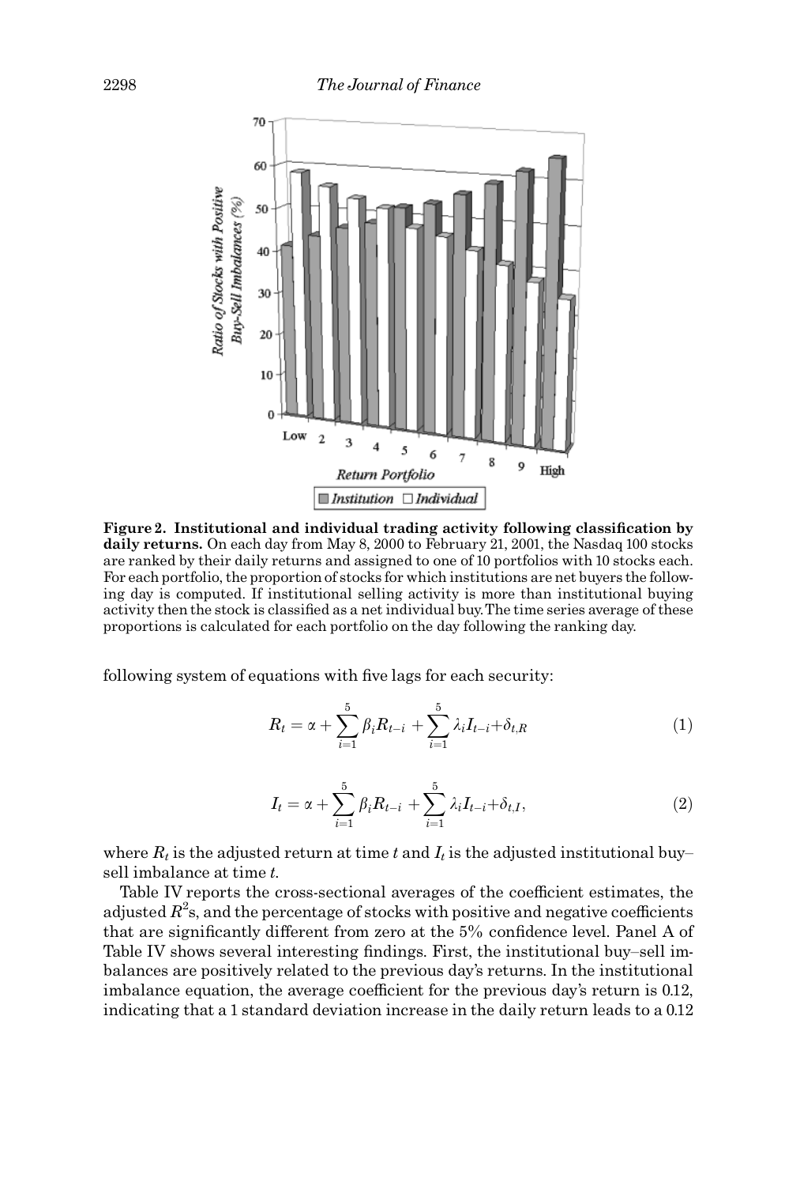**Figure 2. Institutional and individual trading activity following classification by daily returns.** On each day from May 8, 2000 to February 21, 2001, the Nasdaq 100 stocks are ranked by their daily returns and assigned to one of 10 portfolios with 10 stocks each. For each portfolio, the proportion of stocks for which institutions are net buyers the following day is computed. If institutional selling activity is more than institutional buying activity then the stock is classified as a net individual buy. The time series average of these proportions is calculated for each portfolio on the day following the ranking day.

following system of equations with five lags for each security:

$$R_t = \alpha + \sum_{i=1}^{5} \beta_i R_{t-i} + \sum_{i=1}^{5} \lambda_i I_{t-i} + \delta_{t,R} \tag{1}$$

$$I_t = \alpha + \sum_{i=1}^{5} \beta_i R_{t-i} + \sum_{i=1}^{5} \lambda_i I_{t-i} + \delta_{t,I}, \tag{2}$$

where $R_t$ is the adjusted return at time $t$ and $I_t$ is the adjusted institutional buy–sell imbalance at time $t$.

Table IV reports the cross-sectional averages of the coefficient estimates, the adjusted $R^2$s, and the percentage of stocks with positive and negative coefficients that are significantly different from zero at the 5% confidence level. Panel A of Table IV shows several interesting findings. First, the institutional buy–sell imbalances are positively related to the previous day's returns. In the institutional imbalance equation, the average coefficient for the previous day's return is 0.12, indicating that a 1 standard deviation increase in the daily return leads to a 0.12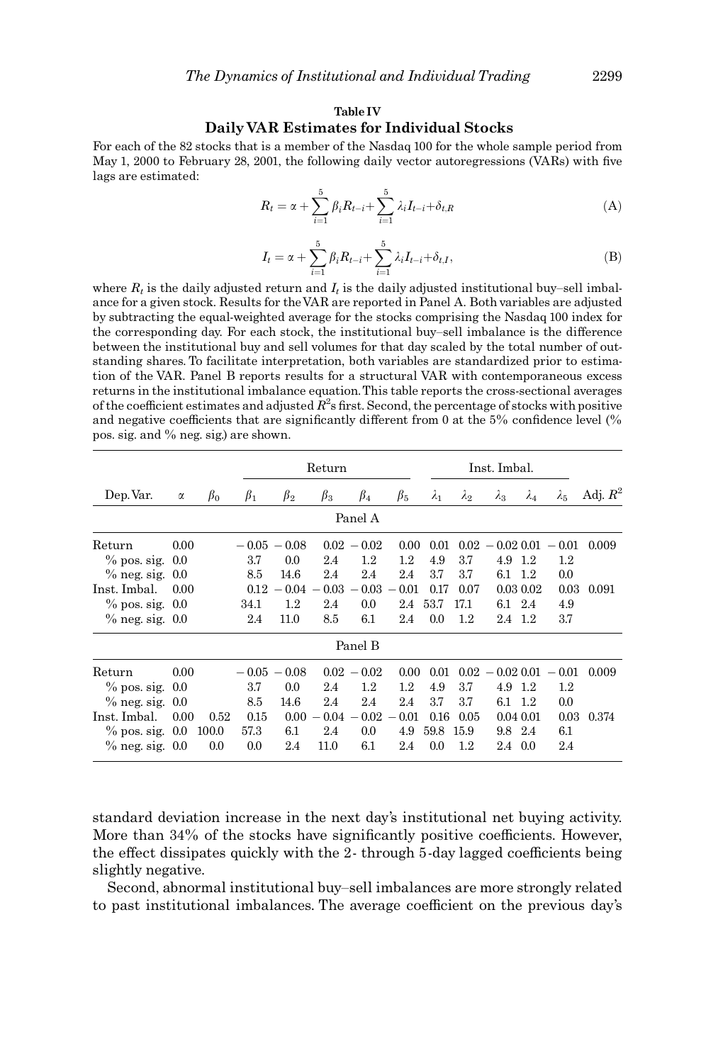**Table IV**

**Daily VAR Estimates for Individual Stocks**

For each of the 82 stocks that is a member of the Nasdaq 100 for the whole sample period from May 1, 2000 to February 28, 2001, the following daily vector autoregressions (VARs) with five lags are estimated:

$$R_t = \alpha + \sum_{i=1}^{5} \beta_i R_{t-i} + \sum_{i=1}^{5} \lambda_i I_{t-i} + \delta_{t,R} \tag{A}$$

$$I_t = \alpha + \sum_{i=1}^{5} \beta_i R_{t-i} + \sum_{i=1}^{5} \lambda_i I_{t-i} + \delta_{t,I}, \tag{B}$$

where $R_t$ is the daily adjusted return and $I_t$ is the daily adjusted institutional buy–sell imbalance for a given stock. Results for the VAR are reported in Panel A. Both variables are adjusted by subtracting the equal-weighted average for the stocks comprising the Nasdaq 100 index for the corresponding day. For each stock, the institutional buy–sell imbalance is the difference between the institutional buy and sell volumes for that day scaled by the total number of outstanding shares. To facilitate interpretation, both variables are standardized prior to estimation of the VAR. Panel B reports results for a structural VAR with contemporaneous excess returns in the institutional imbalance equation. This table reports the cross-sectional averages of the coefficient estimates and adjusted $R^2$s first. Second, the percentage of stocks with positive and negative coefficients that are significantly different from 0 at the 5% confidence level (% pos. sig. and % neg. sig.) are shown.

| | | | Return | | | | | Inst. Imbal. | | | | | |
|---|---|---|---|---|---|---|---|---|---|---|---|---|---|
| Dep. Var. | $\alpha$ | $\beta_0$ | $\beta_1$ | $\beta_2$ | $\beta_3$ | $\beta_4$ | $\beta_5$ | $\lambda_1$ | $\lambda_2$ | $\lambda_3$ | $\lambda_4$ | $\lambda_5$ | Adj. $R^2$ |
| **Panel A** | | | | | | | | | | | | | |
| Return | 0.00 | | −0.05 | −0.08 | 0.02 | −0.02 | 0.00 | 0.01 | 0.02 | −0.02 | 0.01 | −0.01 | 0.009 |
| % pos. sig. | 0.0 | | 3.7 | 0.0 | 2.4 | 1.2 | 1.2 | 4.9 | 3.7 | 4.9 | 1.2 | 1.2 | |
| % neg. sig. | 0.0 | | 8.5 | 14.6 | 2.4 | 2.4 | 2.4 | 3.7 | 3.7 | 6.1 | 1.2 | 0.0 | |
| Inst. Imbal. | 0.00 | | 0.12 | −0.04 | −0.03 | −0.03 | −0.01 | 0.17 | 0.07 | 0.03 | 0.02 | 0.03 | 0.091 |
| % pos. sig. | 0.0 | | 34.1 | 1.2 | 2.4 | 0.0 | 2.4 | 53.7 | 17.1 | 6.1 | 2.4 | 4.9 | |
| % neg. sig. | 0.0 | | 2.4 | 11.0 | 8.5 | 6.1 | 2.4 | 0.0 | 1.2 | 2.4 | 1.2 | 3.7 | |
| **Panel B** | | | | | | | | | | | | | |
| Return | 0.00 | | −0.05 | −0.08 | 0.02 | −0.02 | 0.00 | 0.01 | 0.02 | −0.02 | 0.01 | −0.01 | 0.009 |
| % pos. sig. | 0.0 | | 3.7 | 0.0 | 2.4 | 1.2 | 1.2 | 4.9 | 3.7 | 4.9 | 1.2 | 1.2 | |
| % neg. sig. | 0.0 | | 8.5 | 14.6 | 2.4 | 2.4 | 2.4 | 3.7 | 3.7 | 6.1 | 1.2 | 0.0 | |
| Inst. Imbal. | 0.00 | 0.52 | 0.15 | 0.00 | −0.04 | −0.02 | −0.01 | 0.16 | 0.05 | 0.04 | 0.01 | 0.03 | 0.374 |
| % pos. sig. | 0.0 | 100.0 | 57.3 | 6.1 | 2.4 | 0.0 | 4.9 | 59.8 | 15.9 | 9.8 | 2.4 | 6.1 | |
| % neg. sig. | 0.0 | 0.0 | 0.0 | 2.4 | 11.0 | 6.1 | 2.4 | 0.0 | 1.2 | 2.4 | 0.0 | 2.4 | |

standard deviation increase in the next day's institutional net buying activity. More than 34% of the stocks have significantly positive coefficients. However, the effect dissipates quickly with the 2- through 5-day lagged coefficients being slightly negative.

Second, abnormal institutional buy–sell imbalances are more strongly related to past institutional imbalances. The average coefficient on the previous day's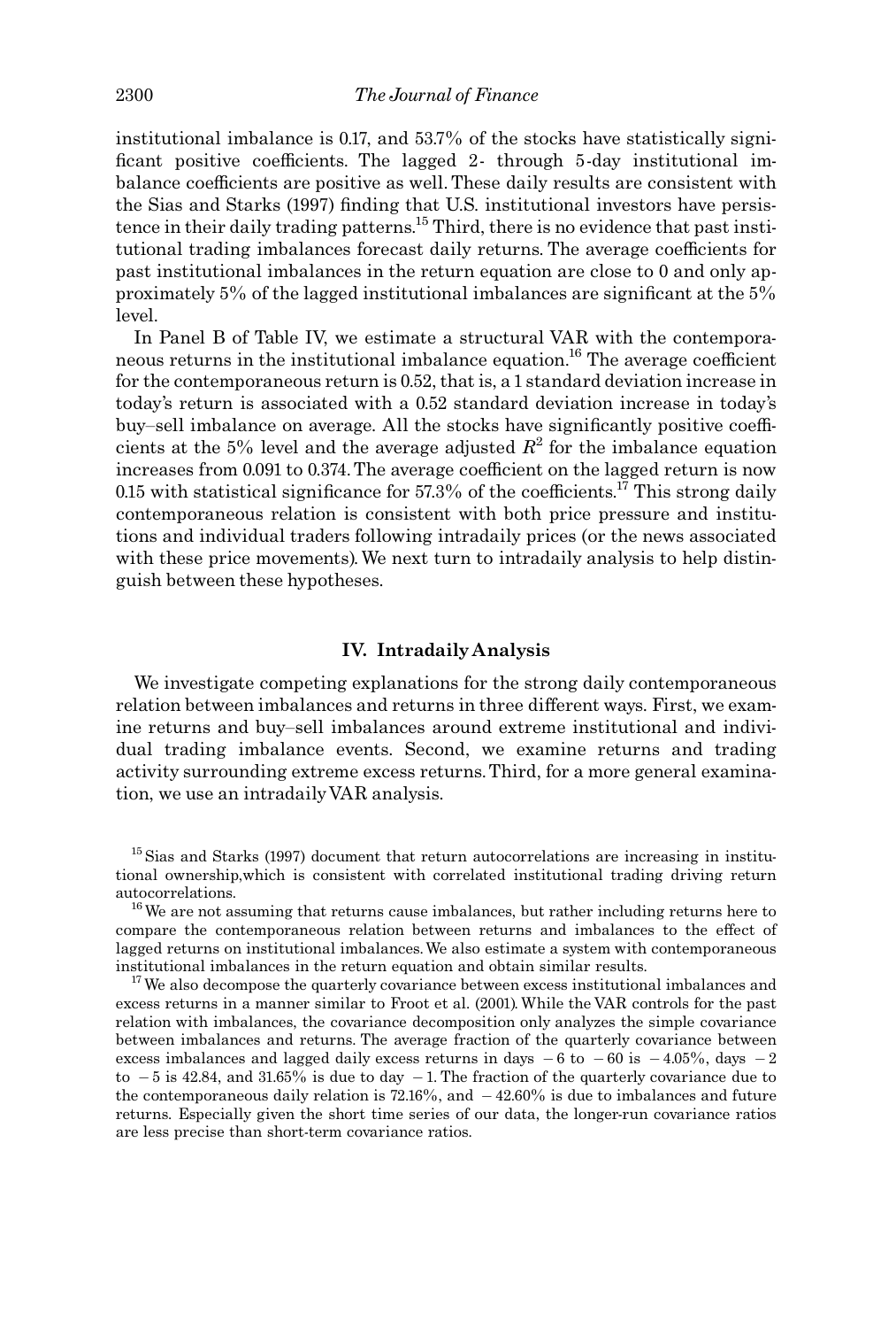institutional imbalance is 0.17, and 53.7% of the stocks have statistically significant positive coefficients. The lagged 2- through 5-day institutional imbalance coefficients are positive as well. These daily results are consistent with the Sias and Starks (1997) finding that U.S. institutional investors have persistence in their daily trading patterns.[15] Third, there is no evidence that past institutional trading imbalances forecast daily returns. The average coefficients for past institutional imbalances in the return equation are close to 0 and only approximately 5% of the lagged institutional imbalances are significant at the 5% level.

In Panel B of Table IV, we estimate a structural VAR with the contemporaneous returns in the institutional imbalance equation.[16] The average coefficient for the contemporaneous return is 0.52, that is, a 1 standard deviation increase in today's return is associated with a 0.52 standard deviation increase in today's buy–sell imbalance on average. All the stocks have significantly positive coefficients at the 5% level and the average adjusted $R^2$ for the imbalance equation increases from 0.091 to 0.374. The average coefficient on the lagged return is now 0.15 with statistical significance for 57.3% of the coefficients.[17] This strong daily contemporaneous relation is consistent with both price pressure and institutions and individual traders following intradaily prices (or the news associated with these price movements). We next turn to intradaily analysis to help distinguish between these hypotheses.

## IV. Intradaily Analysis

We investigate competing explanations for the strong daily contemporaneous relation between imbalances and returns in three different ways. First, we examine returns and buy–sell imbalances around extreme institutional and individual trading imbalance events. Second, we examine returns and trading activity surrounding extreme excess returns. Third, for a more general examination, we use an intradaily VAR analysis.

[15] Sias and Starks (1997) document that return autocorrelations are increasing in institutional ownership, which is consistent with correlated institutional trading driving return autocorrelations.

[16] We are not assuming that returns cause imbalances, but rather including returns here to compare the contemporaneous relation between returns and imbalances to the effect of lagged returns on institutional imbalances. We also estimate a system with contemporaneous institutional imbalances in the return equation and obtain similar results.

[17] We also decompose the quarterly covariance between excess institutional imbalances and excess returns in a manner similar to Froot et al. (2001). While the VAR controls for the past relation with imbalances, the covariance decomposition only analyzes the simple covariance between imbalances and returns. The average fraction of the quarterly covariance between excess imbalances and lagged daily excess returns in days $-6$ to $-60$ is $-4.05\%$, days $-2$ to $-5$ is 42.84, and 31.65% is due to day $-1$. The fraction of the quarterly covariance due to the contemporaneous daily relation is 72.16%, and $-42.60\%$ is due to imbalances and future returns. Especially given the short time series of our data, the longer-run covariance ratios are less precise than short-term covariance ratios.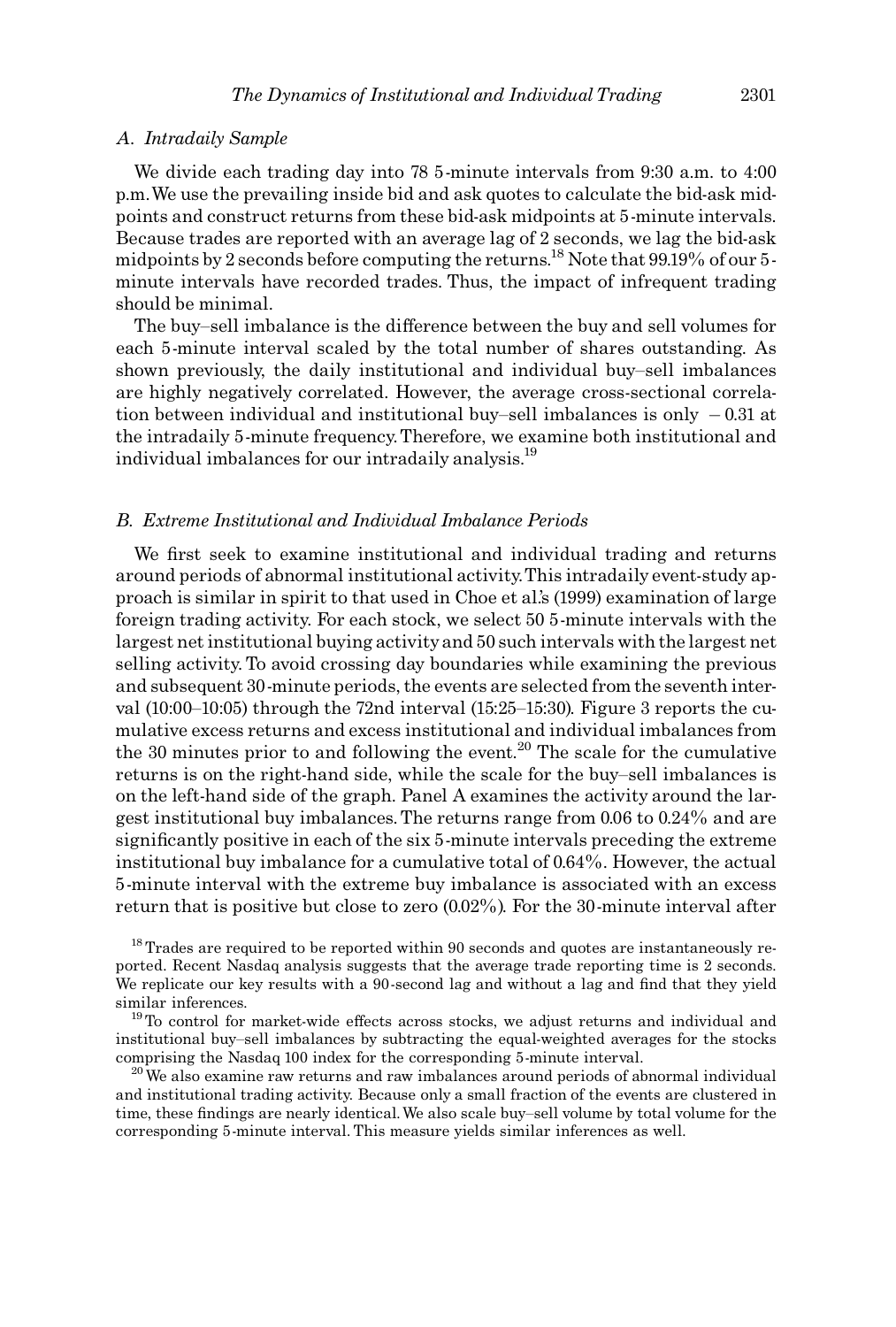### A. Intradaily Sample

We divide each trading day into 78 5-minute intervals from 9:30 a.m. to 4:00 p.m. We use the prevailing inside bid and ask quotes to calculate the bid-ask midpoints and construct returns from these bid-ask midpoints at 5-minute intervals. Because trades are reported with an average lag of 2 seconds, we lag the bid-ask midpoints by 2 seconds before computing the returns.[18] Note that 99.19% of our 5-minute intervals have recorded trades. Thus, the impact of infrequent trading should be minimal.

The buy–sell imbalance is the difference between the buy and sell volumes for each 5-minute interval scaled by the total number of shares outstanding. As shown previously, the daily institutional and individual buy–sell imbalances are highly negatively correlated. However, the average cross-sectional correlation between individual and institutional buy–sell imbalances is only −0.31 at the intradaily 5-minute frequency. Therefore, we examine both institutional and individual imbalances for our intradaily analysis.[19]

### B. Extreme Institutional and Individual Imbalance Periods

We first seek to examine institutional and individual trading and returns around periods of abnormal institutional activity. This intradaily event-study approach is similar in spirit to that used in Choe et al.'s (1999) examination of large foreign trading activity. For each stock, we select 50 5-minute intervals with the largest net institutional buying activity and 50 such intervals with the largest net selling activity. To avoid crossing day boundaries while examining the previous and subsequent 30-minute periods, the events are selected from the seventh interval (10:00–10:05) through the 72nd interval (15:25–15:30). Figure 3 reports the cumulative excess returns and excess institutional and individual imbalances from the 30 minutes prior to and following the event.[20] The scale for the cumulative returns is on the right-hand side, while the scale for the buy–sell imbalances is on the left-hand side of the graph. Panel A examines the activity around the largest institutional buy imbalances. The returns range from 0.06 to 0.24% and are significantly positive in each of the six 5-minute intervals preceding the extreme institutional buy imbalance for a cumulative total of 0.64%. However, the actual 5-minute interval with the extreme buy imbalance is associated with an excess return that is positive but close to zero (0.02%). For the 30-minute interval after

[18] Trades are required to be reported within 90 seconds and quotes are instantaneously reported. Recent Nasdaq analysis suggests that the average trade reporting time is 2 seconds. We replicate our key results with a 90-second lag and without a lag and find that they yield similar inferences.

[19] To control for market-wide effects across stocks, we adjust returns and individual and institutional buy–sell imbalances by subtracting the equal-weighted averages for the stocks comprising the Nasdaq 100 index for the corresponding 5-minute interval.

[20] We also examine raw returns and raw imbalances around periods of abnormal individual and institutional trading activity. Because only a small fraction of the events are clustered in time, these findings are nearly identical. We also scale buy–sell volume by total volume for the corresponding 5-minute interval. This measure yields similar inferences as well.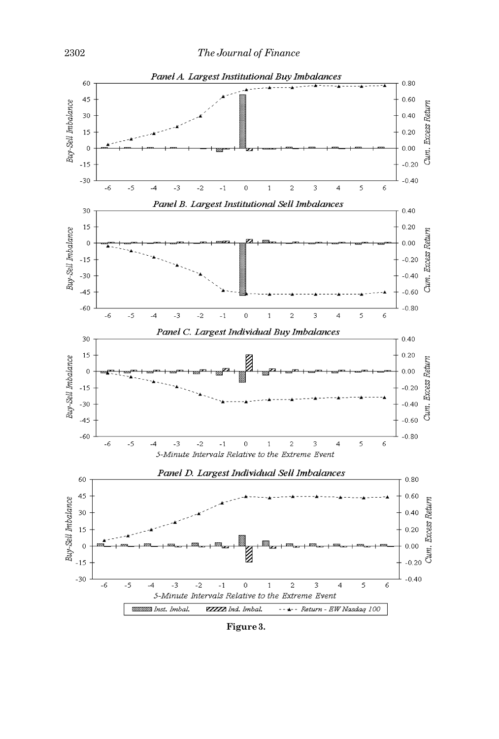Figure 3.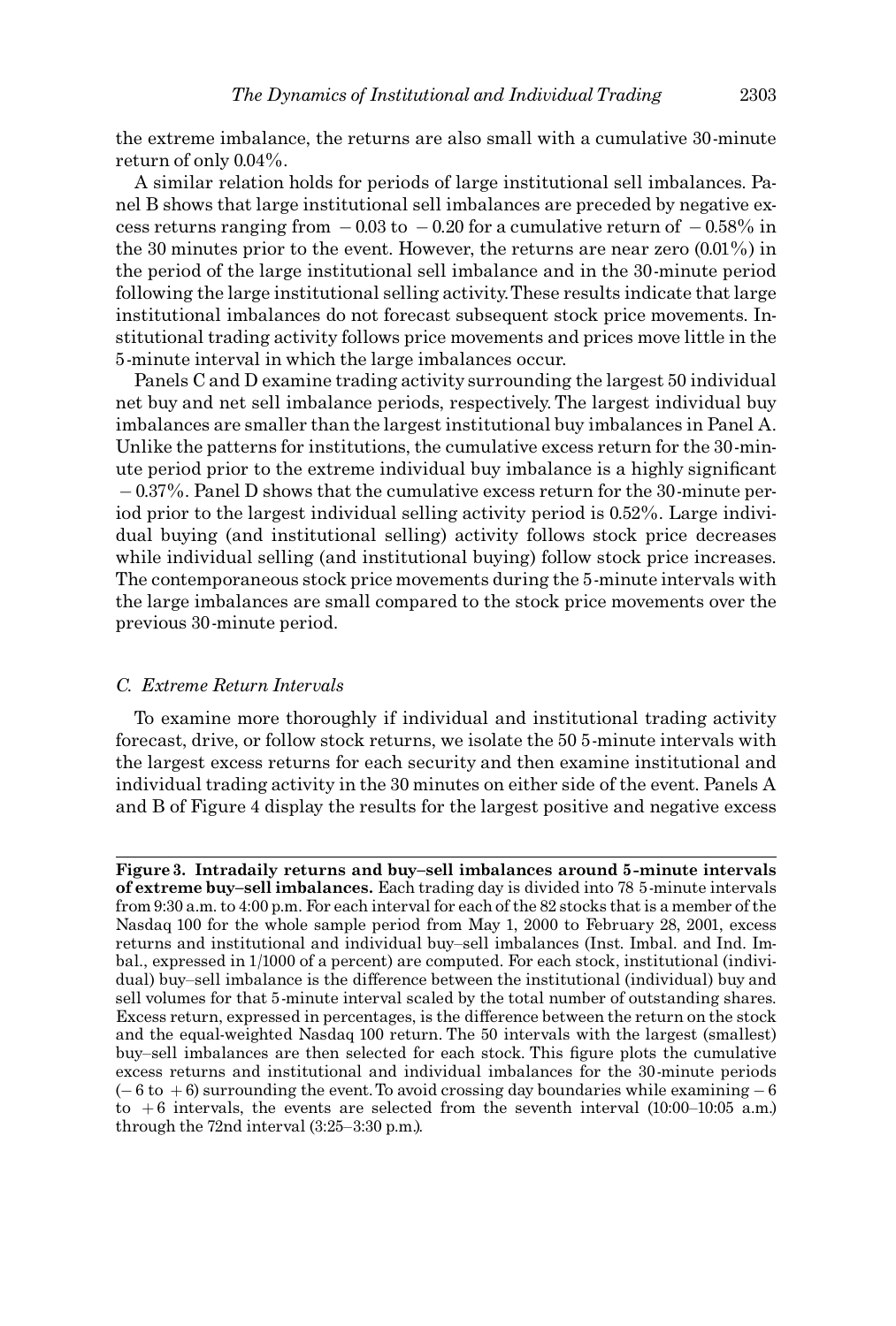the extreme imbalance, the returns are also small with a cumulative 30-minute return of only 0.04%.

A similar relation holds for periods of large institutional sell imbalances. Panel B shows that large institutional sell imbalances are preceded by negative excess returns ranging from −0.03 to −0.20 for a cumulative return of −0.58% in the 30 minutes prior to the event. However, the returns are near zero (0.01%) in the period of the large institutional sell imbalance and in the 30-minute period following the large institutional selling activity. These results indicate that large institutional imbalances do not forecast subsequent stock price movements. Institutional trading activity follows price movements and prices move little in the 5-minute interval in which the large imbalances occur.

Panels C and D examine trading activity surrounding the largest 50 individual net buy and net sell imbalance periods, respectively. The largest individual buy imbalances are smaller than the largest institutional buy imbalances in Panel A. Unlike the patterns for institutions, the cumulative excess return for the 30-minute period prior to the extreme individual buy imbalance is a highly significant −0.37%. Panel D shows that the cumulative excess return for the 30-minute period prior to the largest individual selling activity period is 0.52%. Large individual buying (and institutional selling) activity follows stock price decreases while individual selling (and institutional buying) follow stock price increases. The contemporaneous stock price movements during the 5-minute intervals with the large imbalances are small compared to the stock price movements over the previous 30-minute period.

### C. Extreme Return Intervals

To examine more thoroughly if individual and institutional trading activity forecast, drive, or follow stock returns, we isolate the 50 5-minute intervals with the largest excess returns for each security and then examine institutional and individual trading activity in the 30 minutes on either side of the event. Panels A and B of Figure 4 display the results for the largest positive and negative excess

**Figure 3. Intradaily returns and buy–sell imbalances around 5-minute intervals of extreme buy–sell imbalances.** Each trading day is divided into 78 5-minute intervals from 9:30 a.m. to 4:00 p.m. For each interval for each of the 82 stocks that is a member of the Nasdaq 100 for the whole sample period from May 1, 2000 to February 28, 2001, excess returns and institutional and individual buy–sell imbalances (Inst. Imbal. and Ind. Imbal., expressed in 1/1000 of a percent) are computed. For each stock, institutional (individual) buy–sell imbalance is the difference between the institutional (individual) buy and sell volumes for that 5-minute interval scaled by the total number of outstanding shares. Excess return, expressed in percentages, is the difference between the return on the stock and the equal-weighted Nasdaq 100 return. The 50 intervals with the largest (smallest) buy–sell imbalances are then selected for each stock. This figure plots the cumulative excess returns and institutional and individual imbalances for the 30-minute periods (−6 to +6) surrounding the event. To avoid crossing day boundaries while examining −6 to +6 intervals, the events are selected from the seventh interval (10:00–10:05 a.m.) through the 72nd interval (3:25–3:30 p.m.).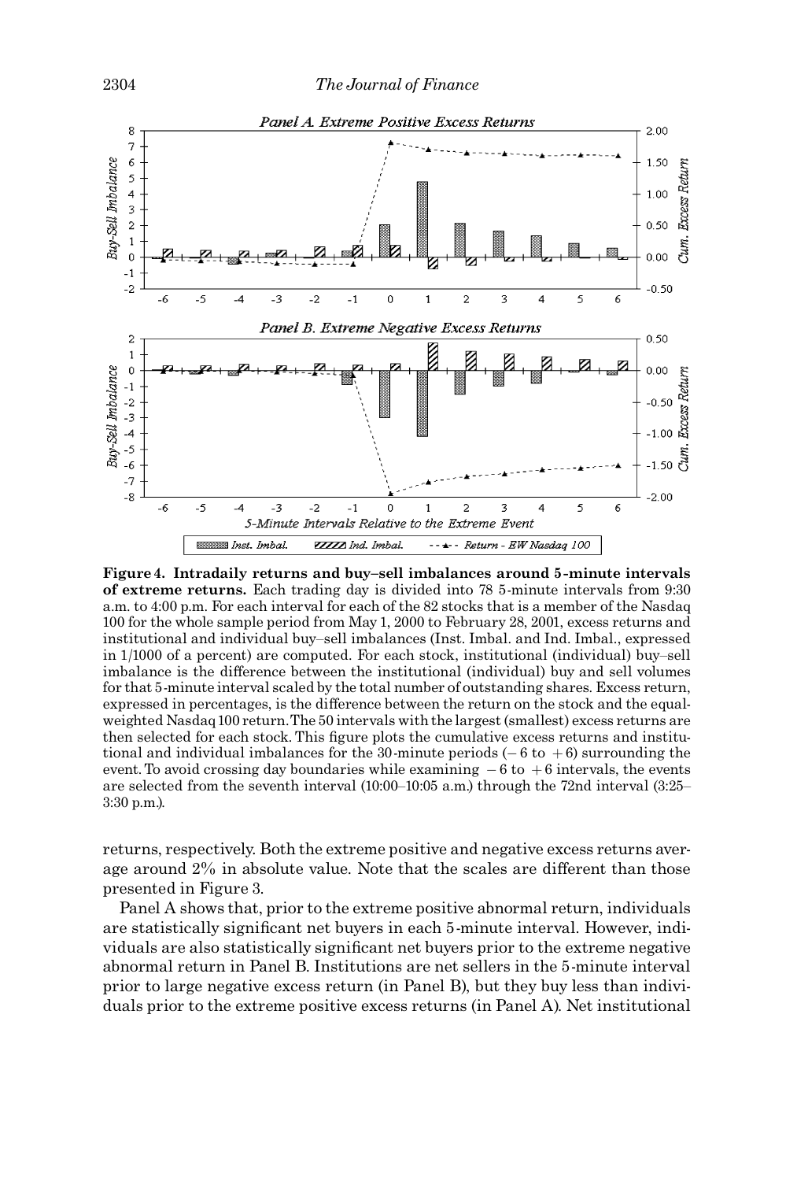**Figure 4. Intradaily returns and buy–sell imbalances around 5-minute intervals of extreme returns.** Each trading day is divided into 78 5-minute intervals from 9:30 a.m. to 4:00 p.m. For each interval for each of the 82 stocks that is a member of the Nasdaq 100 for the whole sample period from May 1, 2000 to February 28, 2001, excess returns and institutional and individual buy–sell imbalances (Inst. Imbal. and Ind. Imbal., expressed in 1/1000 of a percent) are computed. For each stock, institutional (individual) buy–sell imbalance is the difference between the institutional (individual) buy and sell volumes for that 5-minute interval scaled by the total number of outstanding shares. Excess return, expressed in percentages, is the difference between the return on the stock and the equal-weighted Nasdaq 100 return. The 50 intervals with the largest (smallest) excess returns are then selected for each stock. This figure plots the cumulative excess returns and institutional and individual imbalances for the 30-minute periods ($-6$ to $+6$) surrounding the event. To avoid crossing day boundaries while examining $-6$ to $+6$ intervals, the events are selected from the seventh interval (10:00–10:05 a.m.) through the 72nd interval (3:25–3:30 p.m.).

returns, respectively. Both the extreme positive and negative excess returns average around 2% in absolute value. Note that the scales are different than those presented in Figure 3.

Panel A shows that, prior to the extreme positive abnormal return, individuals are statistically significant net buyers in each 5-minute interval. However, individuals are also statistically significant net buyers prior to the extreme negative abnormal return in Panel B. Institutions are net sellers in the 5-minute interval prior to large negative excess return (in Panel B), but they buy less than individuals prior to the extreme positive excess returns (in Panel A). Net institutional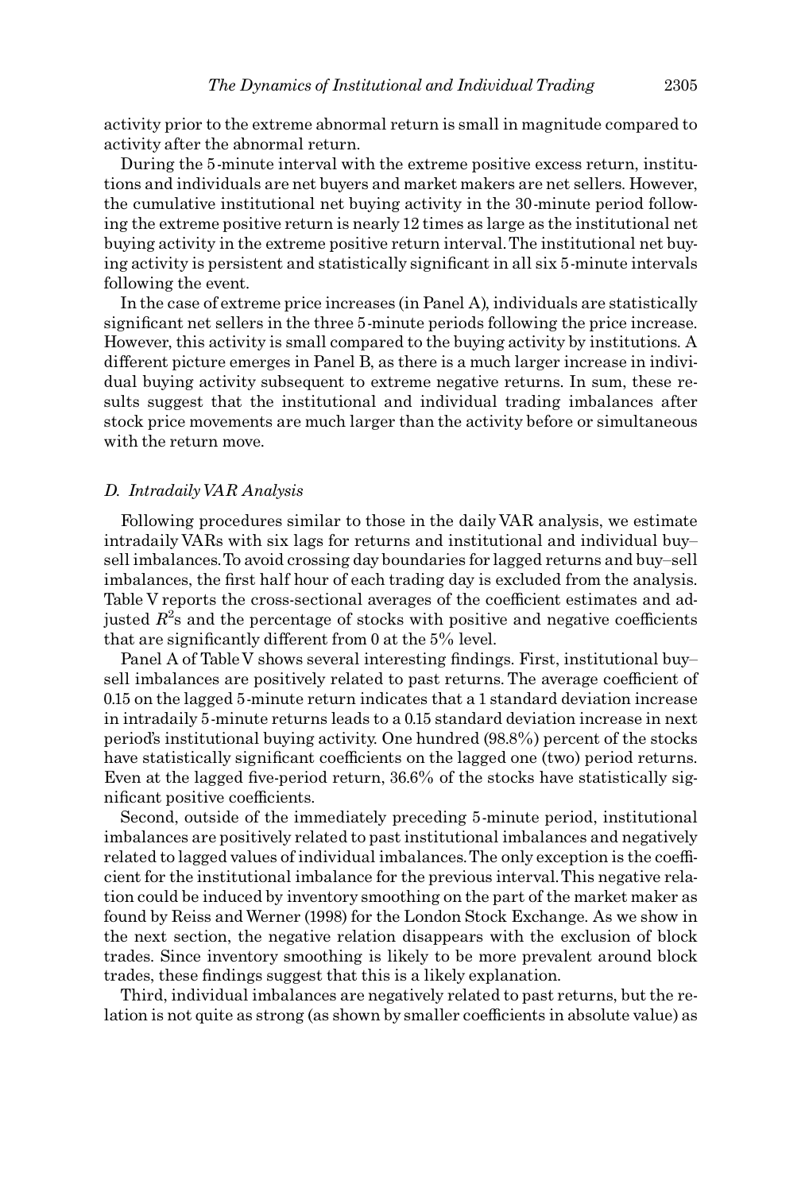activity prior to the extreme abnormal return is small in magnitude compared to activity after the abnormal return.

During the 5-minute interval with the extreme positive excess return, institutions and individuals are net buyers and market makers are net sellers. However, the cumulative institutional net buying activity in the 30-minute period following the extreme positive return is nearly 12 times as large as the institutional net buying activity in the extreme positive return interval. The institutional net buying activity is persistent and statistically significant in all six 5-minute intervals following the event.

In the case of extreme price increases (in Panel A), individuals are statistically significant net sellers in the three 5-minute periods following the price increase. However, this activity is small compared to the buying activity by institutions. A different picture emerges in Panel B, as there is a much larger increase in individual buying activity subsequent to extreme negative returns. In sum, these results suggest that the institutional and individual trading imbalances after stock price movements are much larger than the activity before or simultaneous with the return move.

### *D. Intradaily VAR Analysis*

Following procedures similar to those in the daily VAR analysis, we estimate intradaily VARs with six lags for returns and institutional and individual buy–sell imbalances. To avoid crossing day boundaries for lagged returns and buy–sell imbalances, the first half hour of each trading day is excluded from the analysis. Table V reports the cross-sectional averages of the coefficient estimates and adjusted $R^2$s and the percentage of stocks with positive and negative coefficients that are significantly different from 0 at the 5% level.

Panel A of Table V shows several interesting findings. First, institutional buy–sell imbalances are positively related to past returns. The average coefficient of 0.15 on the lagged 5-minute return indicates that a 1 standard deviation increase in intradaily 5-minute returns leads to a 0.15 standard deviation increase in next period's institutional buying activity. One hundred (98.8%) percent of the stocks have statistically significant coefficients on the lagged one (two) period returns. Even at the lagged five-period return, 36.6% of the stocks have statistically significant positive coefficients.

Second, outside of the immediately preceding 5-minute period, institutional imbalances are positively related to past institutional imbalances and negatively related to lagged values of individual imbalances. The only exception is the coefficient for the institutional imbalance for the previous interval. This negative relation could be induced by inventory smoothing on the part of the market maker as found by Reiss and Werner (1998) for the London Stock Exchange. As we show in the next section, the negative relation disappears with the exclusion of block trades. Since inventory smoothing is likely to be more prevalent around block trades, these findings suggest that this is a likely explanation.

Third, individual imbalances are negatively related to past returns, but the relation is not quite as strong (as shown by smaller coefficients in absolute value) as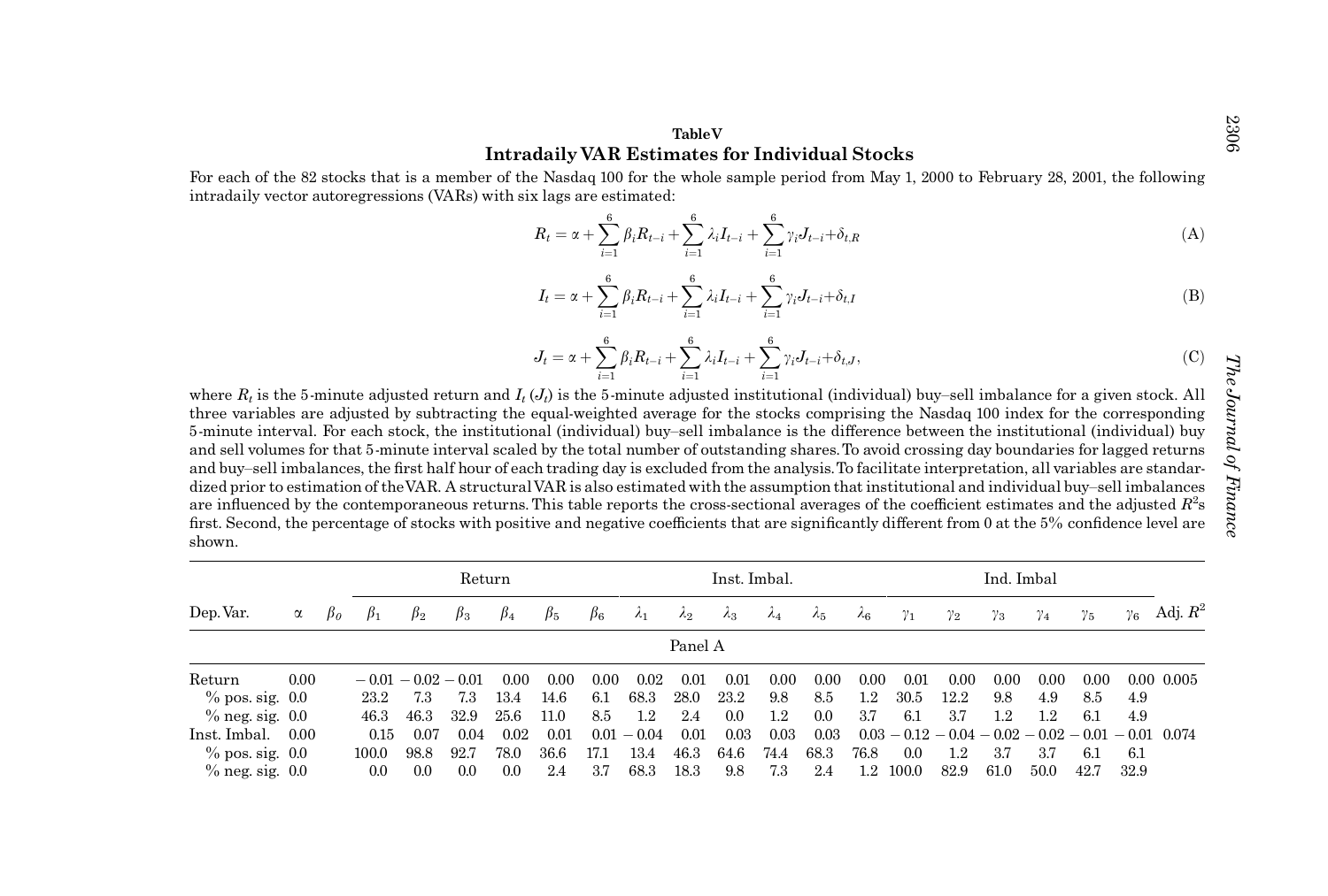**Table V**

## Intradaily VAR Estimates for Individual Stocks

For each of the 82 stocks that is a member of the Nasdaq 100 for the whole sample period from May 1, 2000 to February 28, 2001, the following intradaily vector autoregressions (VARs) with six lags are estimated:

$$R_t = \alpha + \sum_{i=1}^{6} \beta_i R_{t-i} + \sum_{i=1}^{6} \lambda_i I_{t-i} + \sum_{i=1}^{6} \gamma_i J_{t-i} + \delta_{t,R} \tag{A}$$

$$I_t = \alpha + \sum_{i=1}^{6} \beta_i R_{t-i} + \sum_{i=1}^{6} \lambda_i I_{t-i} + \sum_{i=1}^{6} \gamma_i J_{t-i} + \delta_{t,I} \tag{B}$$

$$J_t = \alpha + \sum_{i=1}^{6} \beta_i R_{t-i} + \sum_{i=1}^{6} \lambda_i I_{t-i} + \sum_{i=1}^{6} \gamma_i J_{t-i} + \delta_{t,J}, \tag{C}$$

where $R_t$ is the 5-minute adjusted return and $I_t$ ($J_t$) is the 5-minute adjusted institutional (individual) buy–sell imbalance for a given stock. All three variables are adjusted by subtracting the equal-weighted average for the stocks comprising the Nasdaq 100 index for the corresponding 5-minute interval. For each stock, the institutional (individual) buy–sell imbalance is the difference between the institutional (individual) buy and sell volumes for that 5-minute interval scaled by the total number of outstanding shares. To avoid crossing day boundaries for lagged returns and buy–sell imbalances, the first half hour of each trading day is excluded from the analysis. To facilitate interpretation, all variables are standardized prior to estimation of the VAR. A structural VAR is also estimated with the assumption that institutional and individual buy–sell imbalances are influenced by the contemporaneous returns. This table reports the cross-sectional averages of the coefficient estimates and the adjusted $R^2$s first. Second, the percentage of stocks with positive and negative coefficients that are significantly different from 0 at the 5% confidence level are shown.

| | | | Return | | | | | | Inst. Imbal. | | | | | | Ind. Imbal | | | | | | |
|---|---|---|---|---|---|---|---|---|---|---|---|---|---|---|---|---|---|---|---|---|---|
| Dep. Var. | $\alpha$ | $\beta_0$ | $\beta_1$ | $\beta_2$ | $\beta_3$ | $\beta_4$ | $\beta_5$ | $\beta_6$ | $\lambda_1$ | $\lambda_2$ | $\lambda_3$ | $\lambda_4$ | $\lambda_5$ | $\lambda_6$ | $\gamma_1$ | $\gamma_2$ | $\gamma_3$ | $\gamma_4$ | $\gamma_5$ | $\gamma_6$ | Adj. $R^2$ |
| | | | | | | | | | Panel A | | | | | | | | | | | | |
| Return | 0.00 | | −0.01 | −0.02 | −0.01 | 0.00 | 0.00 | 0.00 | 0.02 | 0.01 | 0.01 | 0.00 | 0.00 | 0.00 | 0.01 | 0.00 | 0.00 | 0.00 | 0.00 | 0.00 | 0.005 |
| % pos. sig. | 0.0 | | 23.2 | 7.3 | 7.3 | 13.4 | 14.6 | 6.1 | 68.3 | 28.0 | 23.2 | 9.8 | 8.5 | 1.2 | 30.5 | 12.2 | 9.8 | 4.9 | 8.5 | 4.9 | |
| % neg. sig. | 0.0 | | 46.3 | 46.3 | 32.9 | 25.6 | 11.0 | 8.5 | 1.2 | 2.4 | 0.0 | 1.2 | 0.0 | 3.7 | 6.1 | 3.7 | 1.2 | 1.2 | 6.1 | 4.9 | |
| Inst. Imbal. | 0.00 | | 0.15 | 0.07 | 0.04 | 0.02 | 0.01 | 0.01 | −0.04 | 0.01 | 0.03 | 0.03 | 0.03 | 0.03 | −0.12 | −0.04 | −0.02 | −0.02 | −0.01 | −0.01 | 0.074 |
| % pos. sig. | 0.0 | | 100.0 | 98.8 | 92.7 | 78.0 | 36.6 | 17.1 | 13.4 | 46.3 | 64.6 | 74.4 | 68.3 | 76.8 | 0.0 | 1.2 | 3.7 | 3.7 | 6.1 | 6.1 | |
| % neg. sig. | 0.0 | | 0.0 | 0.0 | 0.0 | 0.0 | 2.4 | 3.7 | 68.3 | 18.3 | 9.8 | 7.3 | 2.4 | 1.2 | 100.0 | 82.9 | 61.0 | 50.0 | 42.7 | 32.9 | |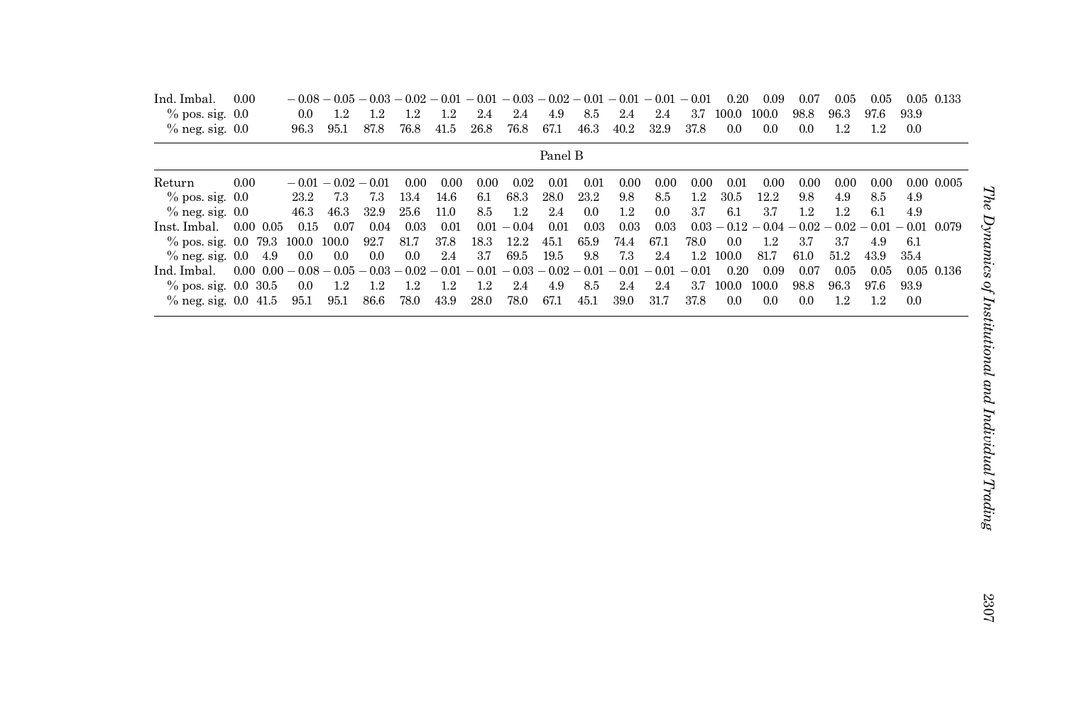| | | | | | | | | | | | | | | | | | | | | | |
|---|---|---|---|---|---|---|---|---|---|---|---|---|---|---|---|---|---|---|---|---|---|
| Ind. Imbal. | 0.00 | | −0.08 | −0.05 | −0.03 | −0.02 | −0.01 | −0.01 | −0.03 | −0.02 | −0.01 | −0.01 | −0.01 | −0.01 | 0.20 | 0.09 | 0.07 | 0.05 | 0.05 | 0.05 | 0.133 |
| % pos. sig. | 0.0 | | 0.0 | 1.2 | 1.2 | 1.2 | 1.2 | 2.4 | 2.4 | 4.9 | 8.5 | 2.4 | 2.4 | 3.7 | 100.0 | 100.0 | 98.8 | 96.3 | 97.6 | 93.9 | |
| % neg. sig. | 0.0 | | 96.3 | 95.1 | 87.8 | 76.8 | 41.5 | 26.8 | 76.8 | 67.1 | 46.3 | 40.2 | 32.9 | 37.8 | 0.0 | 0.0 | 0.0 | 1.2 | 1.2 | 0.0 | |
| Panel B | | | | | | | | | | | | | | | | | | | | | |
| Return | 0.00 | | −0.01 | −0.02 | −0.01 | 0.00 | 0.00 | 0.00 | 0.02 | 0.01 | 0.01 | 0.00 | 0.00 | 0.00 | 0.01 | 0.00 | 0.00 | 0.00 | 0.00 | 0.00 | 0.005 |
| % pos. sig. | 0.0 | | 23.2 | 7.3 | 7.3 | 13.4 | 14.6 | 6.1 | 68.3 | 28.0 | 23.2 | 9.8 | 8.5 | 1.2 | 30.5 | 12.2 | 9.8 | 4.9 | 8.5 | 4.9 | |
| % neg. sig. | 0.0 | | 46.3 | 46.3 | 32.9 | 25.6 | 11.0 | 8.5 | 1.2 | 2.4 | 0.0 | 1.2 | 0.0 | 3.7 | 6.1 | 3.7 | 1.2 | 1.2 | 6.1 | 4.9 | |
| Inst. Imbal. | 0.00 | 0.05 | 0.15 | 0.07 | 0.04 | 0.03 | 0.01 | 0.01 | −0.04 | 0.01 | 0.03 | 0.03 | 0.03 | 0.03 | −0.12 | −0.04 | −0.02 | −0.02 | −0.01 | −0.01 | 0.079 |
| % pos. sig. | 0.0 | 79.3 | 100.0 | 100.0 | 92.7 | 81.7 | 37.8 | 18.3 | 12.2 | 45.1 | 65.9 | 74.4 | 67.1 | 78.0 | 0.0 | 1.2 | 3.7 | 3.7 | 4.9 | 6.1 | |
| % neg. sig. | 0.0 | 4.9 | 0.0 | 0.0 | 0.0 | 0.0 | 2.4 | 3.7 | 69.5 | 19.5 | 9.8 | 7.3 | 2.4 | 1.2 | 100.0 | 81.7 | 61.0 | 51.2 | 43.9 | 35.4 | |
| Ind. Imbal. | 0.00 | 0.00 | −0.08 | −0.05 | −0.03 | −0.02 | −0.01 | −0.01 | −0.03 | −0.02 | −0.01 | −0.01 | −0.01 | −0.01 | 0.20 | 0.09 | 0.07 | 0.05 | 0.05 | 0.05 | 0.136 |
| % pos. sig. | 0.0 | 30.5 | 0.0 | 1.2 | 1.2 | 1.2 | 1.2 | 1.2 | 2.4 | 4.9 | 8.5 | 2.4 | 2.4 | 3.7 | 100.0 | 100.0 | 98.8 | 96.3 | 97.6 | 93.9 | |
| % neg. sig. | 0.0 | 41.5 | 95.1 | 95.1 | 86.6 | 78.0 | 43.9 | 28.0 | 78.0 | 67.1 | 45.1 | 39.0 | 31.7 | 37.8 | 0.0 | 0.0 | 0.0 | 1.2 | 1.2 | 0.0 | |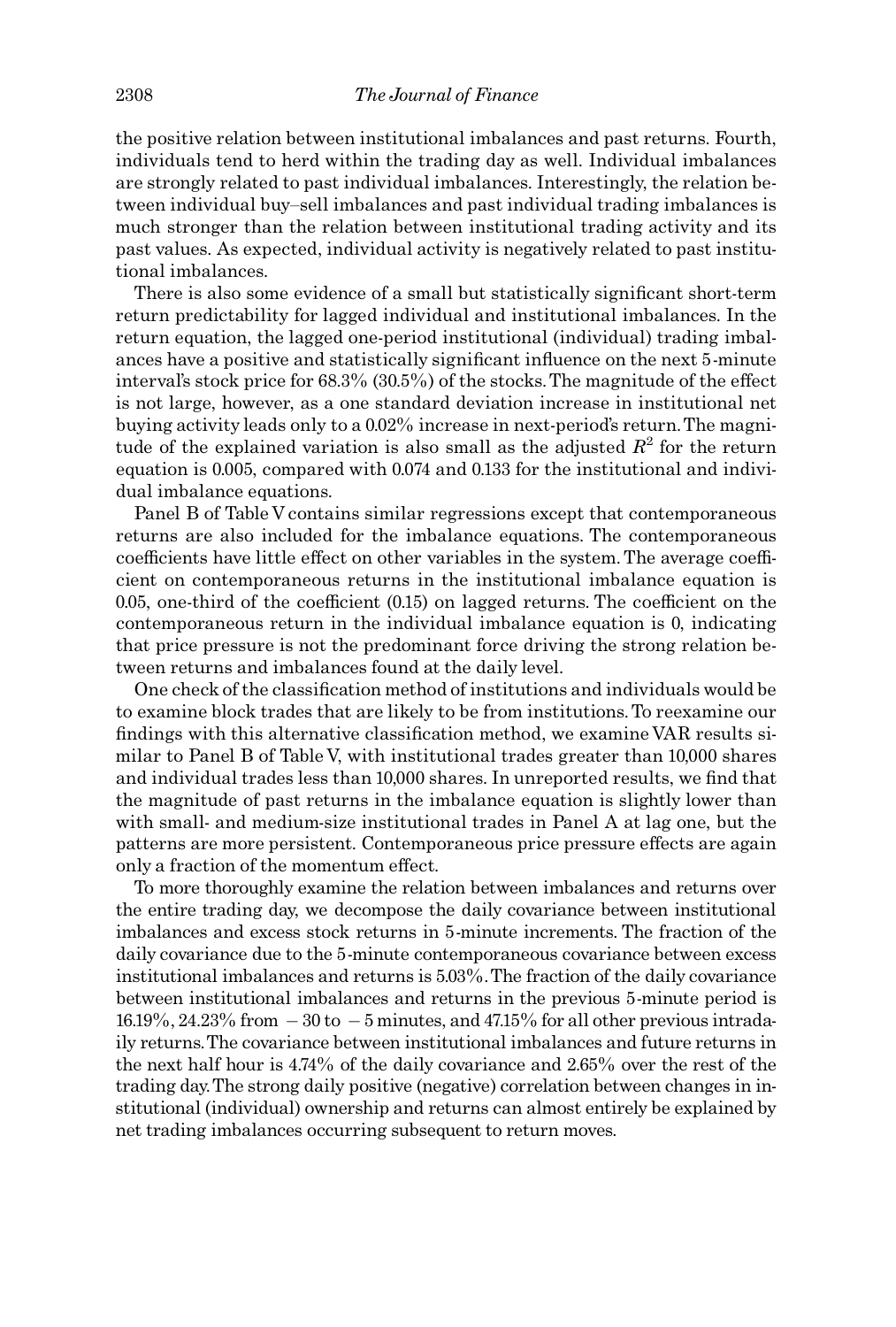the positive relation between institutional imbalances and past returns. Fourth, individuals tend to herd within the trading day as well. Individual imbalances are strongly related to past individual imbalances. Interestingly, the relation between individual buy–sell imbalances and past individual trading imbalances is much stronger than the relation between institutional trading activity and its past values. As expected, individual activity is negatively related to past institutional imbalances.

There is also some evidence of a small but statistically significant short-term return predictability for lagged individual and institutional imbalances. In the return equation, the lagged one-period institutional (individual) trading imbalances have a positive and statistically significant influence on the next 5-minute interval's stock price for 68.3% (30.5%) of the stocks. The magnitude of the effect is not large, however, as a one standard deviation increase in institutional net buying activity leads only to a 0.02% increase in next-period's return. The magnitude of the explained variation is also small as the adjusted $R^2$ for the return equation is 0.005, compared with 0.074 and 0.133 for the institutional and individual imbalance equations.

Panel B of Table V contains similar regressions except that contemporaneous returns are also included for the imbalance equations. The contemporaneous coefficients have little effect on other variables in the system. The average coefficient on contemporaneous returns in the institutional imbalance equation is 0.05, one-third of the coefficient (0.15) on lagged returns. The coefficient on the contemporaneous return in the individual imbalance equation is 0, indicating that price pressure is not the predominant force driving the strong relation between returns and imbalances found at the daily level.

One check of the classification method of institutions and individuals would be to examine block trades that are likely to be from institutions. To reexamine our findings with this alternative classification method, we examine VAR results similar to Panel B of Table V, with institutional trades greater than 10,000 shares and individual trades less than 10,000 shares. In unreported results, we find that the magnitude of past returns in the imbalance equation is slightly lower than with small- and medium-size institutional trades in Panel A at lag one, but the patterns are more persistent. Contemporaneous price pressure effects are again only a fraction of the momentum effect.

To more thoroughly examine the relation between imbalances and returns over the entire trading day, we decompose the daily covariance between institutional imbalances and excess stock returns in 5-minute increments. The fraction of the daily covariance due to the 5-minute contemporaneous covariance between excess institutional imbalances and returns is 5.03%. The fraction of the daily covariance between institutional imbalances and returns in the previous 5-minute period is 16.19%, 24.23% from $-30$ to $-5$ minutes, and 47.15% for all other previous intradaily returns. The covariance between institutional imbalances and future returns in the next half hour is 4.74% of the daily covariance and 2.65% over the rest of the trading day. The strong daily positive (negative) correlation between changes in institutional (individual) ownership and returns can almost entirely be explained by net trading imbalances occurring subsequent to return moves.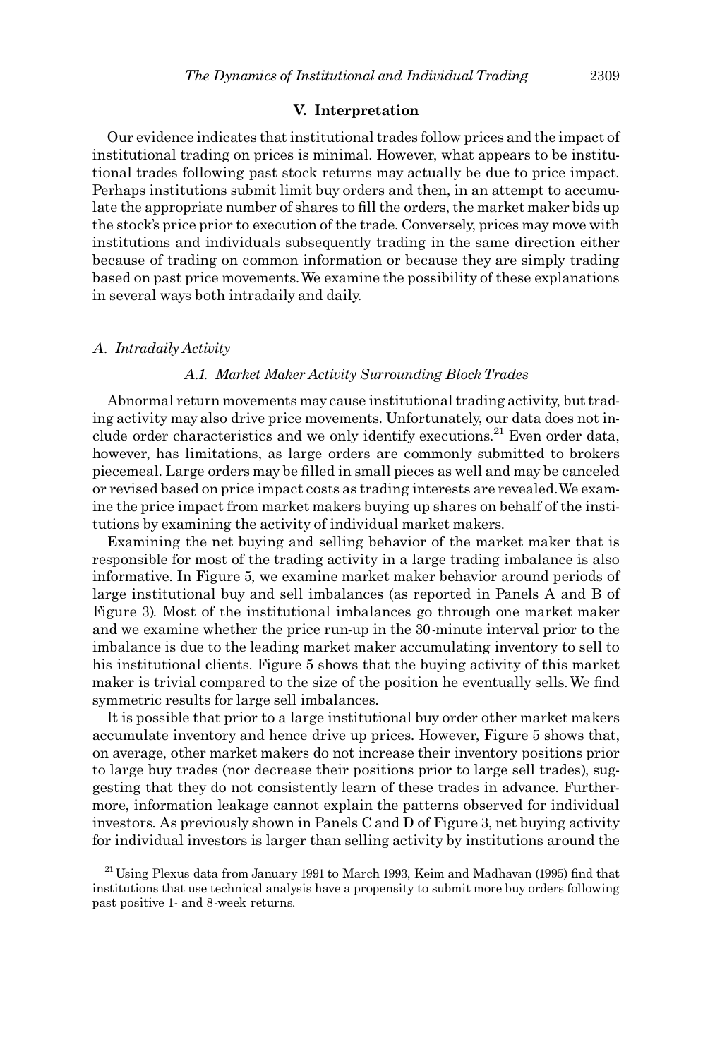## V. Interpretation

Our evidence indicates that institutional trades follow prices and the impact of institutional trading on prices is minimal. However, what appears to be institutional trades following past stock returns may actually be due to price impact. Perhaps institutions submit limit buy orders and then, in an attempt to accumulate the appropriate number of shares to fill the orders, the market maker bids up the stock's price prior to execution of the trade. Conversely, prices may move with institutions and individuals subsequently trading in the same direction either because of trading on common information or because they are simply trading based on past price movements. We examine the possibility of these explanations in several ways both intradaily and daily.

### A. Intradaily Activity

#### A.1. Market Maker Activity Surrounding Block Trades

Abnormal return movements may cause institutional trading activity, but trading activity may also drive price movements. Unfortunately, our data does not include order characteristics and we only identify executions.[21] Even order data, however, has limitations, as large orders are commonly submitted to brokers piecemeal. Large orders may be filled in small pieces as well and may be canceled or revised based on price impact costs as trading interests are revealed. We examine the price impact from market makers buying up shares on behalf of the institutions by examining the activity of individual market makers.

Examining the net buying and selling behavior of the market maker that is responsible for most of the trading activity in a large trading imbalance is also informative. In Figure 5, we examine market maker behavior around periods of large institutional buy and sell imbalances (as reported in Panels A and B of Figure 3). Most of the institutional imbalances go through one market maker and we examine whether the price run-up in the 30-minute interval prior to the imbalance is due to the leading market maker accumulating inventory to sell to his institutional clients. Figure 5 shows that the buying activity of this market maker is trivial compared to the size of the position he eventually sells. We find symmetric results for large sell imbalances.

It is possible that prior to a large institutional buy order other market makers accumulate inventory and hence drive up prices. However, Figure 5 shows that, on average, other market makers do not increase their inventory positions prior to large buy trades (nor decrease their positions prior to large sell trades), suggesting that they do not consistently learn of these trades in advance. Furthermore, information leakage cannot explain the patterns observed for individual investors. As previously shown in Panels C and D of Figure 3, net buying activity for individual investors is larger than selling activity by institutions around the

[21] Using Plexus data from January 1991 to March 1993, Keim and Madhavan (1995) find that institutions that use technical analysis have a propensity to submit more buy orders following past positive 1- and 8-week returns.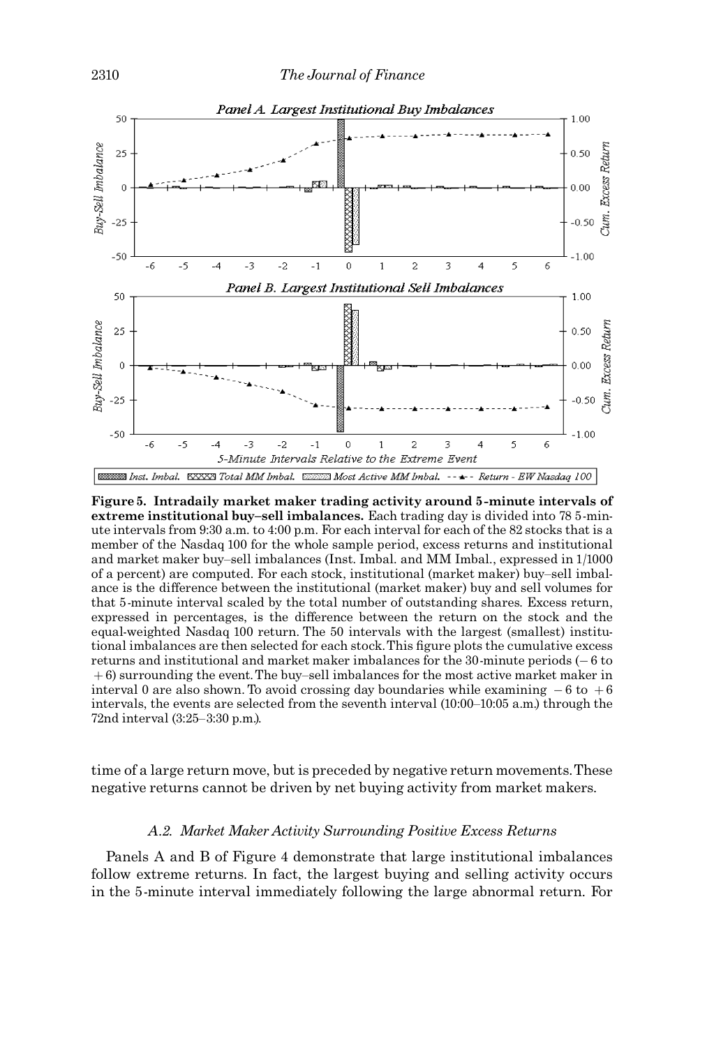**Figure 5. Intradaily market maker trading activity around 5-minute intervals of extreme institutional buy–sell imbalances.** Each trading day is divided into 78 5-minute intervals from 9:30 a.m. to 4:00 p.m. For each interval for each of the 82 stocks that is a member of the Nasdaq 100 for the whole sample period, excess returns and institutional and market maker buy–sell imbalances (Inst. Imbal. and MM Imbal., expressed in 1/1000 of a percent) are computed. For each stock, institutional (market maker) buy–sell imbalance is the difference between the institutional (market maker) buy and sell volumes for that 5-minute interval scaled by the total number of outstanding shares. Excess return, expressed in percentages, is the difference between the return on the stock and the equal-weighted Nasdaq 100 return. The 50 intervals with the largest (smallest) institutional imbalances are then selected for each stock. This figure plots the cumulative excess returns and institutional and market maker imbalances for the 30-minute periods ($-6$ to $+6$) surrounding the event. The buy–sell imbalances for the most active market maker in interval 0 are also shown. To avoid crossing day boundaries while examining $-6$ to $+6$ intervals, the events are selected from the seventh interval (10:00–10:05 a.m.) through the 72nd interval (3:25–3:30 p.m.).

time of a large return move, but is preceded by negative return movements. These negative returns cannot be driven by net buying activity from market makers.

### *A.2. Market Maker Activity Surrounding Positive Excess Returns*

Panels A and B of Figure 4 demonstrate that large institutional imbalances follow extreme returns. In fact, the largest buying and selling activity occurs in the 5-minute interval immediately following the large abnormal return. For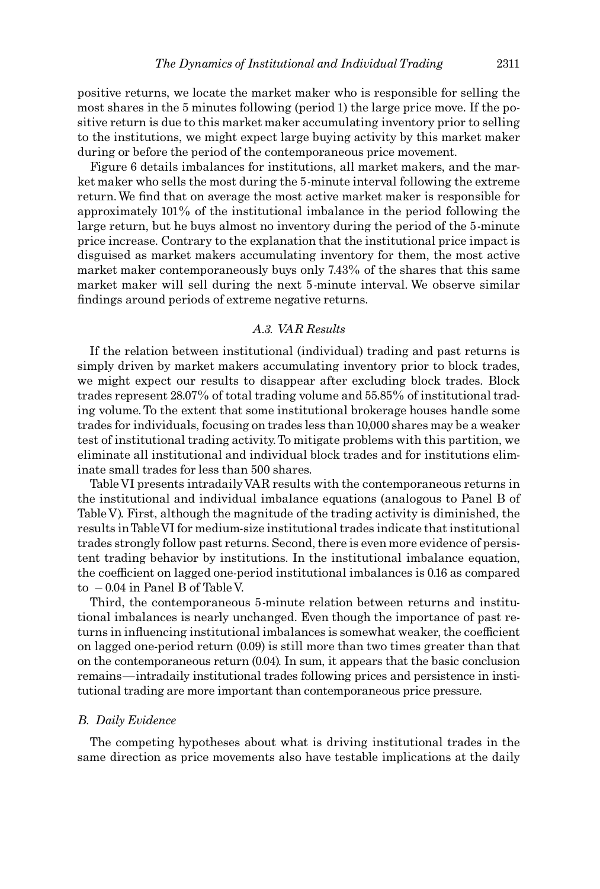positive returns, we locate the market maker who is responsible for selling the most shares in the 5 minutes following (period 1) the large price move. If the positive return is due to this market maker accumulating inventory prior to selling to the institutions, we might expect large buying activity by this market maker during or before the period of the contemporaneous price movement.

Figure 6 details imbalances for institutions, all market makers, and the market maker who sells the most during the 5-minute interval following the extreme return. We find that on average the most active market maker is responsible for approximately 101% of the institutional imbalance in the period following the large return, but he buys almost no inventory during the period of the 5-minute price increase. Contrary to the explanation that the institutional price impact is disguised as market makers accumulating inventory for them, the most active market maker contemporaneously buys only 7.43% of the shares that this same market maker will sell during the next 5-minute interval. We observe similar findings around periods of extreme negative returns.

### *A.3. VAR Results*

If the relation between institutional (individual) trading and past returns is simply driven by market makers accumulating inventory prior to block trades, we might expect our results to disappear after excluding block trades. Block trades represent 28.07% of total trading volume and 55.85% of institutional trading volume. To the extent that some institutional brokerage houses handle some trades for individuals, focusing on trades less than 10,000 shares may be a weaker test of institutional trading activity. To mitigate problems with this partition, we eliminate all institutional and individual block trades and for institutions eliminate small trades for less than 500 shares.

Table VI presents intradaily VAR results with the contemporaneous returns in the institutional and individual imbalance equations (analogous to Panel B of Table V). First, although the magnitude of the trading activity is diminished, the results in Table VI for medium-size institutional trades indicate that institutional trades strongly follow past returns. Second, there is even more evidence of persistent trading behavior by institutions. In the institutional imbalance equation, the coefficient on lagged one-period institutional imbalances is 0.16 as compared to $-0.04$ in Panel B of Table V.

Third, the contemporaneous 5-minute relation between returns and institutional imbalances is nearly unchanged. Even though the importance of past returns in influencing institutional imbalances is somewhat weaker, the coefficient on lagged one-period return (0.09) is still more than two times greater than that on the contemporaneous return (0.04). In sum, it appears that the basic conclusion remains—intradaily institutional trades following prices and persistence in institutional trading are more important than contemporaneous price pressure.

## *B. Daily Evidence*

The competing hypotheses about what is driving institutional trades in the same direction as price movements also have testable implications at the daily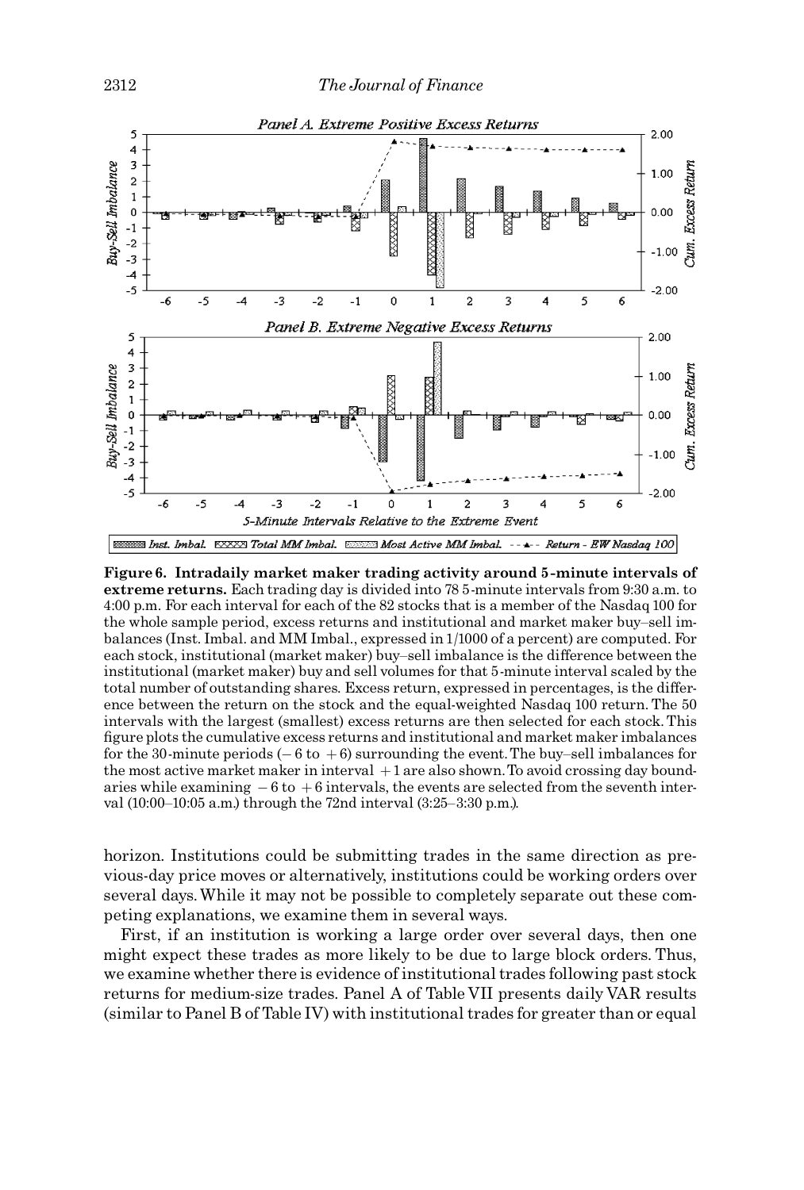**Figure 6. Intradaily market maker trading activity around 5-minute intervals of extreme returns.** Each trading day is divided into 78 5-minute intervals from 9:30 a.m. to 4:00 p.m. For each interval for each of the 82 stocks that is a member of the Nasdaq 100 for the whole sample period, excess returns and institutional and market maker buy–sell imbalances (Inst. Imbal. and MM Imbal., expressed in 1/1000 of a percent) are computed. For each stock, institutional (market maker) buy–sell imbalance is the difference between the institutional (market maker) buy and sell volumes for that 5-minute interval scaled by the total number of outstanding shares. Excess return, expressed in percentages, is the difference between the return on the stock and the equal-weighted Nasdaq 100 return. The 50 intervals with the largest (smallest) excess returns are then selected for each stock. This figure plots the cumulative excess returns and institutional and market maker imbalances for the 30-minute periods ($-6$ to $+6$) surrounding the event. The buy–sell imbalances for the most active market maker in interval $+1$ are also shown. To avoid crossing day boundaries while examining $-6$ to $+6$ intervals, the events are selected from the seventh interval (10:00–10:05 a.m.) through the 72nd interval (3:25–3:30 p.m.).

horizon. Institutions could be submitting trades in the same direction as previous-day price moves or alternatively, institutions could be working orders over several days. While it may not be possible to completely separate out these competing explanations, we examine them in several ways.

First, if an institution is working a large order over several days, then one might expect these trades as more likely to be due to large block orders. Thus, we examine whether there is evidence of institutional trades following past stock returns for medium-size trades. Panel A of Table VII presents daily VAR results (similar to Panel B of Table IV) with institutional trades for greater than or equal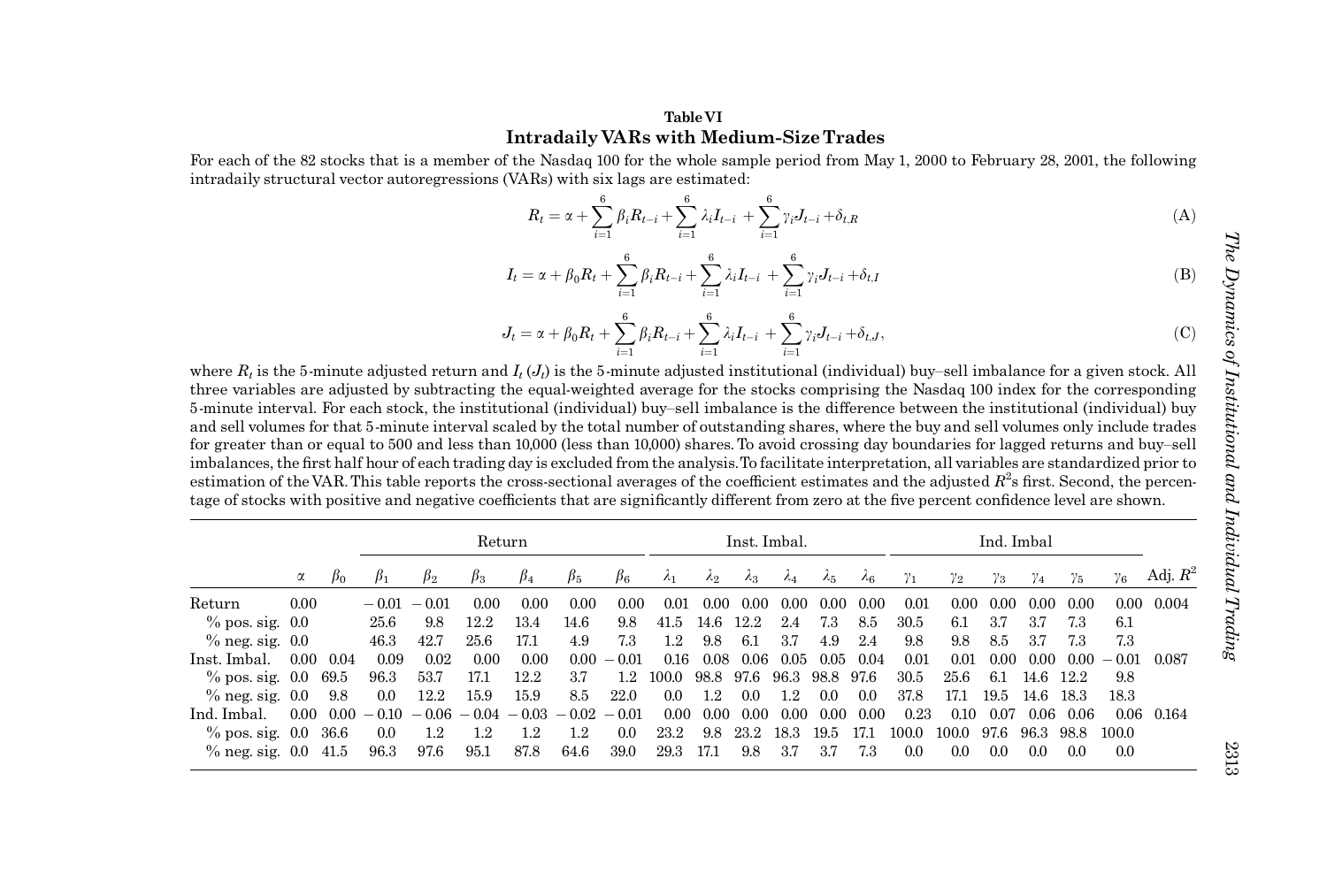**Table VI**

**Intradaily VARs with Medium-Size Trades**

For each of the 82 stocks that is a member of the Nasdaq 100 for the whole sample period from May 1, 2000 to February 28, 2001, the following intradaily structural vector autoregressions (VARs) with six lags are estimated:

$$R_t = \alpha + \sum_{i=1}^{6} \beta_i R_{t-i} + \sum_{i=1}^{6} \lambda_i I_{t-i} + \sum_{i=1}^{6} \gamma_i J_{t-i} + \delta_{t,R} \tag{A}$$

$$I_t = \alpha + \beta_0 R_t + \sum_{i=1}^{6} \beta_i R_{t-i} + \sum_{i=1}^{6} \lambda_i I_{t-i} + \sum_{i=1}^{6} \gamma_i J_{t-i} + \delta_{t,I} \tag{B}$$

$$J_t = \alpha + \beta_0 R_t + \sum_{i=1}^{6} \beta_i R_{t-i} + \sum_{i=1}^{6} \lambda_i I_{t-i} + \sum_{i=1}^{6} \gamma_i J_{t-i} + \delta_{t,J}, \tag{C}$$

where $R_t$ is the 5-minute adjusted return and $I_t$ ($J_t$) is the 5-minute adjusted institutional (individual) buy–sell imbalance for a given stock. All three variables are adjusted by subtracting the equal-weighted average for the stocks comprising the Nasdaq 100 index for the corresponding 5-minute interval. For each stock, the institutional (individual) buy–sell imbalance is the difference between the institutional (individual) buy and sell volumes for that 5-minute interval scaled by the total number of outstanding shares, where the buy and sell volumes only include trades for greater than or equal to 500 and less than 10,000 (less than 10,000) shares. To avoid crossing day boundaries for lagged returns and buy–sell imbalances, the first half hour of each trading day is excluded from the analysis. To facilitate interpretation, all variables are standardized prior to estimation of the VAR. This table reports the cross-sectional averages of the coefficient estimates and the adjusted $R^2$s first. Second, the percentage of stocks with positive and negative coefficients that are significantly different from zero at the five percent confidence level are shown.

| | | | Return | | | | | | Inst. Imbal. | | | | | | Ind. Imbal | | | | | | |
|---|---|---|---|---|---|---|---|---|---|---|---|---|---|---|---|---|---|---|---|---|---|
| | $\alpha$ | $\beta_0$ | $\beta_1$ | $\beta_2$ | $\beta_3$ | $\beta_4$ | $\beta_5$ | $\beta_6$ | $\lambda_1$ | $\lambda_2$ | $\lambda_3$ | $\lambda_4$ | $\lambda_5$ | $\lambda_6$ | $\gamma_1$ | $\gamma_2$ | $\gamma_3$ | $\gamma_4$ | $\gamma_5$ | $\gamma_6$ | Adj. $R^2$ |
| Return | 0.00 | | −0.01 | −0.01 | 0.00 | 0.00 | 0.00 | 0.00 | 0.01 | 0.00 | 0.00 | 0.00 | 0.00 | 0.00 | 0.01 | 0.00 | 0.00 | 0.00 | 0.00 | 0.00 | 0.004 |
| % pos. sig. | 0.0 | | 25.6 | 9.8 | 12.2 | 13.4 | 14.6 | 9.8 | 41.5 | 14.6 | 12.2 | 2.4 | 7.3 | 8.5 | 30.5 | 6.1 | 3.7 | 3.7 | 7.3 | 6.1 | |
| % neg. sig. | 0.0 | | 46.3 | 42.7 | 25.6 | 17.1 | 4.9 | 7.3 | 1.2 | 9.8 | 6.1 | 3.7 | 4.9 | 2.4 | 9.8 | 9.8 | 8.5 | 3.7 | 7.3 | 7.3 | |
| Inst. Imbal. | 0.00 | 0.04 | 0.09 | 0.02 | 0.00 | 0.00 | 0.00 | −0.01 | 0.16 | 0.08 | 0.06 | 0.05 | 0.05 | 0.04 | 0.01 | 0.01 | 0.00 | 0.00 | 0.00 | −0.01 | 0.087 |
| % pos. sig. | 0.0 | 69.5 | 96.3 | 53.7 | 17.1 | 12.2 | 3.7 | 1.2 | 100.0 | 98.8 | 97.6 | 96.3 | 98.8 | 97.6 | 30.5 | 25.6 | 6.1 | 14.6 | 12.2 | 9.8 | |
| % neg. sig. | 0.0 | 9.8 | 0.0 | 12.2 | 15.9 | 15.9 | 8.5 | 22.0 | 0.0 | 1.2 | 0.0 | 1.2 | 0.0 | 0.0 | 37.8 | 17.1 | 19.5 | 14.6 | 18.3 | 18.3 | |
| Ind. Imbal. | 0.00 | 0.00 | −0.10 | −0.06 | −0.04 | −0.03 | −0.02 | −0.01 | 0.00 | 0.00 | 0.00 | 0.00 | 0.00 | 0.00 | 0.23 | 0.10 | 0.07 | 0.06 | 0.06 | 0.06 | 0.164 |
| % pos. sig. | 0.0 | 36.6 | 0.0 | 1.2 | 1.2 | 1.2 | 1.2 | 0.0 | 23.2 | 9.8 | 23.2 | 18.3 | 19.5 | 17.1 | 100.0 | 100.0 | 97.6 | 96.3 | 98.8 | 100.0 | |
| % neg. sig. | 0.0 | 41.5 | 96.3 | 97.6 | 95.1 | 87.8 | 64.6 | 39.0 | 29.3 | 17.1 | 9.8 | 3.7 | 3.7 | 7.3 | 0.0 | 0.0 | 0.0 | 0.0 | 0.0 | 0.0 | |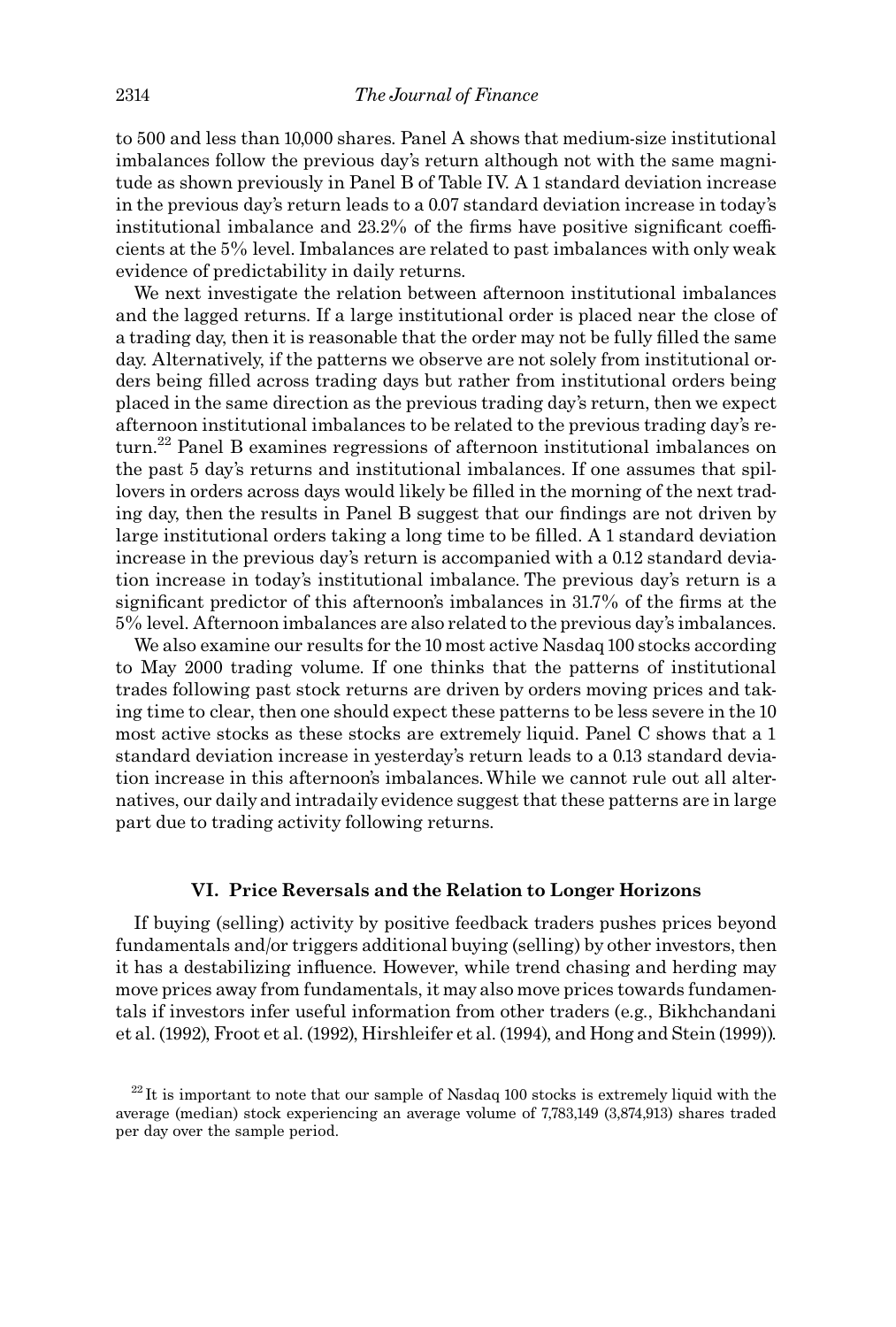to 500 and less than 10,000 shares. Panel A shows that medium-size institutional imbalances follow the previous day's return although not with the same magnitude as shown previously in Panel B of Table IV. A 1 standard deviation increase in the previous day's return leads to a 0.07 standard deviation increase in today's institutional imbalance and 23.2% of the firms have positive significant coefficients at the 5% level. Imbalances are related to past imbalances with only weak evidence of predictability in daily returns.

We next investigate the relation between afternoon institutional imbalances and the lagged returns. If a large institutional order is placed near the close of a trading day, then it is reasonable that the order may not be fully filled the same day. Alternatively, if the patterns we observe are not solely from institutional orders being filled across trading days but rather from institutional orders being placed in the same direction as the previous trading day's return, then we expect afternoon institutional imbalances to be related to the previous trading day's return.[22] Panel B examines regressions of afternoon institutional imbalances on the past 5 day's returns and institutional imbalances. If one assumes that spillovers in orders across days would likely be filled in the morning of the next trading day, then the results in Panel B suggest that our findings are not driven by large institutional orders taking a long time to be filled. A 1 standard deviation increase in the previous day's return is accompanied with a 0.12 standard deviation increase in today's institutional imbalance. The previous day's return is a significant predictor of this afternoon's imbalances in 31.7% of the firms at the 5% level. Afternoon imbalances are also related to the previous day's imbalances.

We also examine our results for the 10 most active Nasdaq 100 stocks according to May 2000 trading volume. If one thinks that the patterns of institutional trades following past stock returns are driven by orders moving prices and taking time to clear, then one should expect these patterns to be less severe in the 10 most active stocks as these stocks are extremely liquid. Panel C shows that a 1 standard deviation increase in yesterday's return leads to a 0.13 standard deviation increase in this afternoon's imbalances. While we cannot rule out all alternatives, our daily and intradaily evidence suggest that these patterns are in large part due to trading activity following returns.

## VI. Price Reversals and the Relation to Longer Horizons

If buying (selling) activity by positive feedback traders pushes prices beyond fundamentals and/or triggers additional buying (selling) by other investors, then it has a destabilizing influence. However, while trend chasing and herding may move prices away from fundamentals, it may also move prices towards fundamentals if investors infer useful information from other traders (e.g., Bikhchandani et al. (1992), Froot et al. (1992), Hirshleifer et al. (1994), and Hong and Stein (1999)).

[22] It is important to note that our sample of Nasdaq 100 stocks is extremely liquid with the average (median) stock experiencing an average volume of 7,783,149 (3,874,913) shares traded per day over the sample period.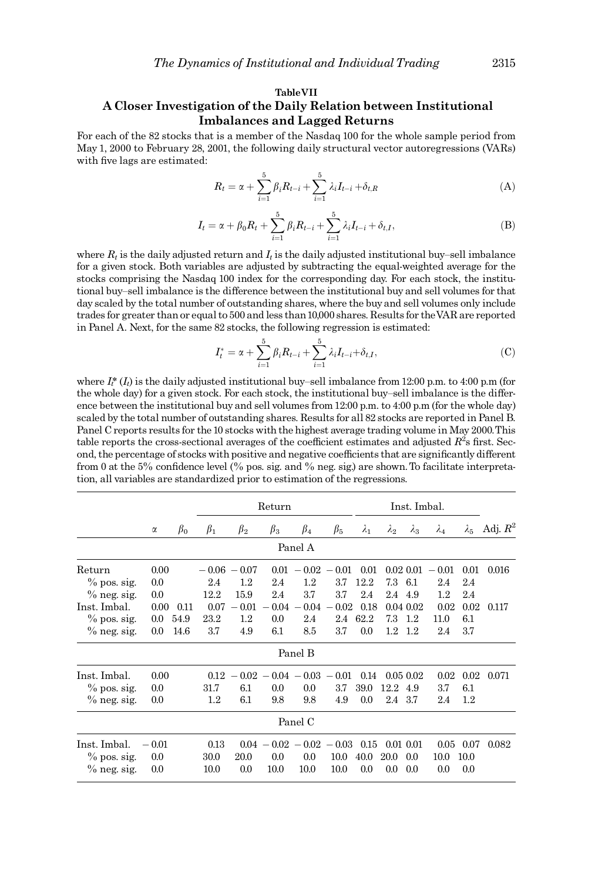**Table VII**

**A Closer Investigation of the Daily Relation between Institutional Imbalances and Lagged Returns**

For each of the 82 stocks that is a member of the Nasdaq 100 for the whole sample period from May 1, 2000 to February 28, 2001, the following daily structural vector autoregressions (VARs) with five lags are estimated:

$$R_t = \alpha + \sum_{i=1}^{5} \beta_i R_{t-i} + \sum_{i=1}^{5} \lambda_i I_{t-i} + \delta_{t,R} \tag{A}$$

$$I_t = \alpha + \beta_0 R_t + \sum_{i=1}^{5} \beta_i R_{t-i} + \sum_{i=1}^{5} \lambda_i I_{t-i} + \delta_{t,I}, \tag{B}$$

where $R_t$ is the daily adjusted return and $I_t$ is the daily adjusted institutional buy–sell imbalance for a given stock. Both variables are adjusted by subtracting the equal-weighted average for the stocks comprising the Nasdaq 100 index for the corresponding day. For each stock, the institutional buy–sell imbalance is the difference between the institutional buy and sell volumes for that day scaled by the total number of outstanding shares, where the buy and sell volumes only include trades for greater than or equal to 500 and less than 10,000 shares. Results for the VAR are reported in Panel A. Next, for the same 82 stocks, the following regression is estimated:

$$I_t^* = \alpha + \sum_{i=1}^{5} \beta_i R_{t-i} + \sum_{i=1}^{5} \lambda_i I_{t-i} + \delta_{t,I}, \tag{C}$$

where $I_t^*$ ($I_t$) is the daily adjusted institutional buy–sell imbalance from 12:00 p.m. to 4:00 p.m (for the whole day) for a given stock. For each stock, the institutional buy–sell imbalance is the difference between the institutional buy and sell volumes from 12:00 p.m. to 4:00 p.m (for the whole day) scaled by the total number of outstanding shares. Results for all 82 stocks are reported in Panel B. Panel C reports results for the 10 stocks with the highest average trading volume in May 2000. This table reports the cross-sectional averages of the coefficient estimates and adjusted $R^2$s first. Second, the percentage of stocks with positive and negative coefficients that are significantly different from 0 at the 5% confidence level (% pos. sig. and % neg. sig.) are shown. To facilitate interpretation, all variables are standardized prior to estimation of the regressions.

| | | | Return | | | | | Inst. Imbal. | | | | | |
|---|---|---|---|---|---|---|---|---|---|---|---|---|---|
| | $\alpha$ | $\beta_0$ | $\beta_1$ | $\beta_2$ | $\beta_3$ | $\beta_4$ | $\beta_5$ | $\lambda_1$ | $\lambda_2$ | $\lambda_3$ | $\lambda_4$ | $\lambda_5$ | Adj. $R^2$ |
| **Panel A** | | | | | | | | | | | | | |
| Return | 0.00 | | −0.06 | −0.07 | 0.01 | −0.02 | −0.01 | 0.01 | 0.02 | 0.01 | −0.01 | 0.01 | 0.016 |
| % pos. sig. | 0.0 | | 2.4 | 1.2 | 2.4 | 1.2 | 3.7 | 12.2 | 7.3 | 6.1 | 2.4 | 2.4 | |
| % neg. sig. | 0.0 | | 12.2 | 15.9 | 2.4 | 3.7 | 3.7 | 2.4 | 2.4 | 4.9 | 1.2 | 2.4 | |
| Inst. Imbal. | 0.00 | 0.11 | 0.07 | −0.01 | −0.04 | −0.04 | −0.02 | 0.18 | 0.04 | 0.02 | 0.02 | 0.02 | 0.117 |
| % pos. sig. | 0.0 | 54.9 | 23.2 | 1.2 | 0.0 | 2.4 | 2.4 | 62.2 | 7.3 | 1.2 | 11.0 | 6.1 | |
| % neg. sig. | 0.0 | 14.6 | 3.7 | 4.9 | 6.1 | 8.5 | 3.7 | 0.0 | 1.2 | 1.2 | 2.4 | 3.7 | |
| **Panel B** | | | | | | | | | | | | | |
| Inst. Imbal. | 0.00 | | 0.12 | −0.02 | −0.04 | −0.03 | −0.01 | 0.14 | 0.05 | 0.02 | 0.02 | 0.02 | 0.071 |
| % pos. sig. | 0.0 | | 31.7 | 6.1 | 0.0 | 0.0 | 3.7 | 39.0 | 12.2 | 4.9 | 3.7 | 6.1 | |
| % neg. sig. | 0.0 | | 1.2 | 6.1 | 9.8 | 9.8 | 4.9 | 0.0 | 2.4 | 3.7 | 2.4 | 1.2 | |
| **Panel C** | | | | | | | | | | | | | |
| Inst. Imbal. | −0.01 | | 0.13 | 0.04 | −0.02 | −0.02 | −0.03 | 0.15 | 0.01 | 0.01 | 0.05 | 0.07 | 0.082 |
| % pos. sig. | 0.0 | | 30.0 | 20.0 | 0.0 | 0.0 | 10.0 | 40.0 | 20.0 | 0.0 | 10.0 | 10.0 | |
| % neg. sig. | 0.0 | | 10.0 | 0.0 | 10.0 | 10.0 | 10.0 | 0.0 | 0.0 | 0.0 | 0.0 | 0.0 | |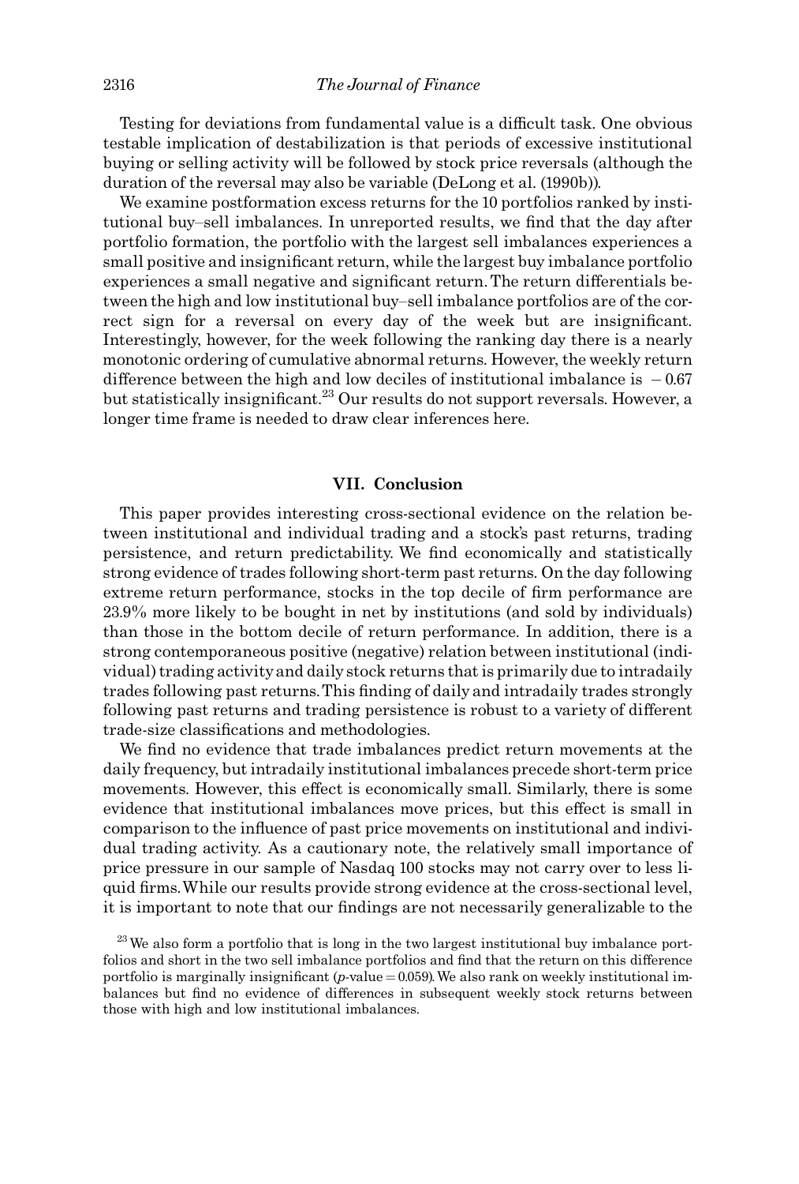Testing for deviations from fundamental value is a difficult task. One obvious testable implication of destabilization is that periods of excessive institutional buying or selling activity will be followed by stock price reversals (although the duration of the reversal may also be variable (DeLong et al. (1990b)).

We examine postformation excess returns for the 10 portfolios ranked by institutional buy–sell imbalances. In unreported results, we find that the day after portfolio formation, the portfolio with the largest sell imbalances experiences a small positive and insignificant return, while the largest buy imbalance portfolio experiences a small negative and significant return. The return differentials between the high and low institutional buy–sell imbalance portfolios are of the correct sign for a reversal on every day of the week but are insignificant. Interestingly, however, for the week following the ranking day there is a nearly monotonic ordering of cumulative abnormal returns. However, the weekly return difference between the high and low deciles of institutional imbalance is $-0.67$ but statistically insignificant.[23] Our results do not support reversals. However, a longer time frame is needed to draw clear inferences here.

## VII. Conclusion

This paper provides interesting cross-sectional evidence on the relation between institutional and individual trading and a stock's past returns, trading persistence, and return predictability. We find economically and statistically strong evidence of trades following short-term past returns. On the day following extreme return performance, stocks in the top decile of firm performance are 23.9% more likely to be bought in net by institutions (and sold by individuals) than those in the bottom decile of return performance. In addition, there is a strong contemporaneous positive (negative) relation between institutional (individual) trading activity and daily stock returns that is primarily due to intradaily trades following past returns. This finding of daily and intradaily trades strongly following past returns and trading persistence is robust to a variety of different trade-size classifications and methodologies.

We find no evidence that trade imbalances predict return movements at the daily frequency, but intradaily institutional imbalances precede short-term price movements. However, this effect is economically small. Similarly, there is some evidence that institutional imbalances move prices, but this effect is small in comparison to the influence of past price movements on institutional and individual trading activity. As a cautionary note, the relatively small importance of price pressure in our sample of Nasdaq 100 stocks may not carry over to less liquid firms. While our results provide strong evidence at the cross-sectional level, it is important to note that our findings are not necessarily generalizable to the

[23] We also form a portfolio that is long in the two largest institutional buy imbalance portfolios and short in the two sell imbalance portfolios and find that the return on this difference portfolio is marginally insignificant ($p$-value $= 0.059$). We also rank on weekly institutional imbalances but find no evidence of differences in subsequent weekly stock returns between those with high and low institutional imbalances.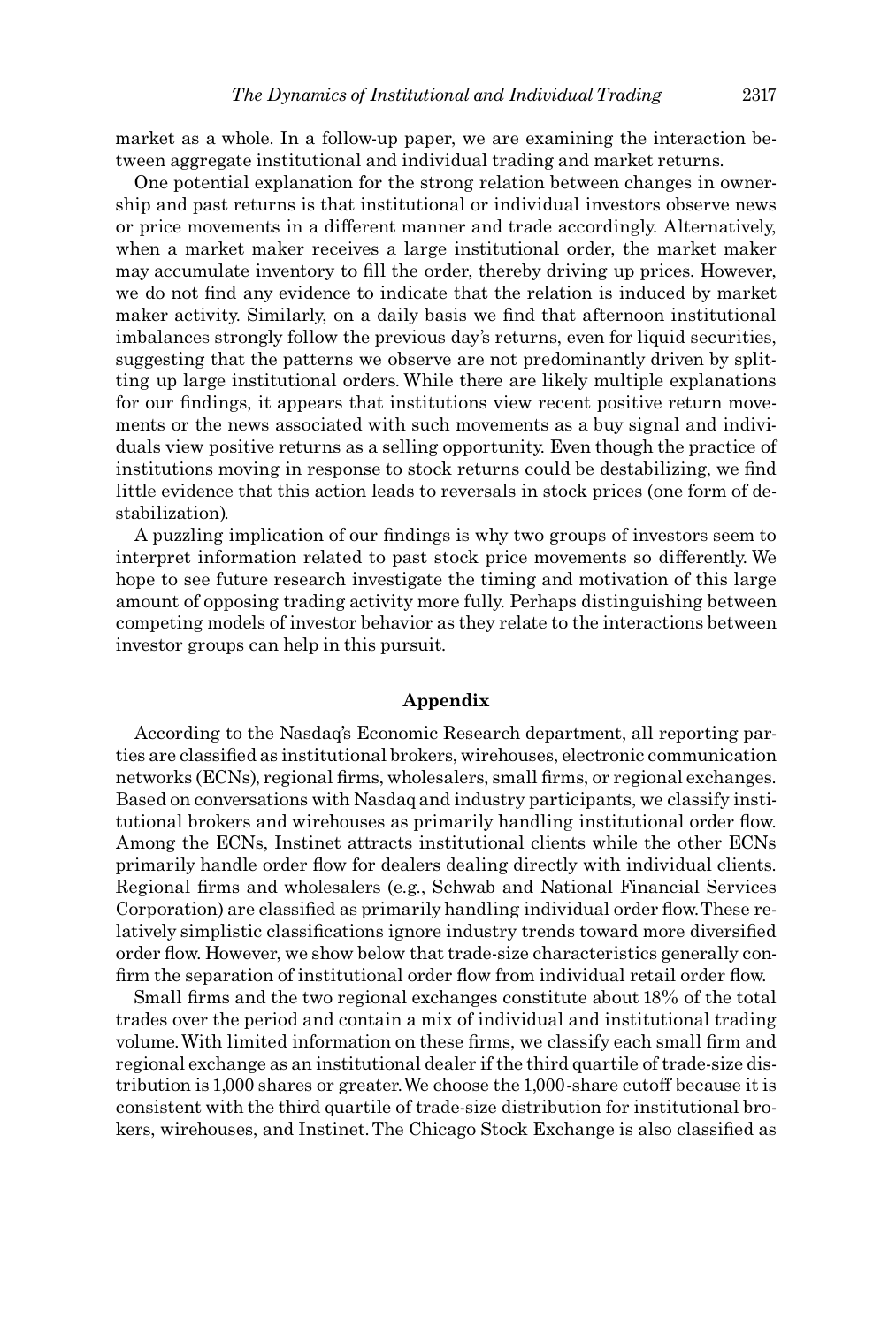market as a whole. In a follow-up paper, we are examining the interaction between aggregate institutional and individual trading and market returns.

One potential explanation for the strong relation between changes in ownership and past returns is that institutional or individual investors observe news or price movements in a different manner and trade accordingly. Alternatively, when a market maker receives a large institutional order, the market maker may accumulate inventory to fill the order, thereby driving up prices. However, we do not find any evidence to indicate that the relation is induced by market maker activity. Similarly, on a daily basis we find that afternoon institutional imbalances strongly follow the previous day's returns, even for liquid securities, suggesting that the patterns we observe are not predominantly driven by splitting up large institutional orders. While there are likely multiple explanations for our findings, it appears that institutions view recent positive return movements or the news associated with such movements as a buy signal and individuals view positive returns as a selling opportunity. Even though the practice of institutions moving in response to stock returns could be destabilizing, we find little evidence that this action leads to reversals in stock prices (one form of destabilization).

A puzzling implication of our findings is why two groups of investors seem to interpret information related to past stock price movements so differently. We hope to see future research investigate the timing and motivation of this large amount of opposing trading activity more fully. Perhaps distinguishing between competing models of investor behavior as they relate to the interactions between investor groups can help in this pursuit.

## Appendix

According to the Nasdaq's Economic Research department, all reporting parties are classified as institutional brokers, wirehouses, electronic communication networks (ECNs), regional firms, wholesalers, small firms, or regional exchanges. Based on conversations with Nasdaq and industry participants, we classify institutional brokers and wirehouses as primarily handling institutional order flow. Among the ECNs, Instinet attracts institutional clients while the other ECNs primarily handle order flow for dealers dealing directly with individual clients. Regional firms and wholesalers (e.g., Schwab and National Financial Services Corporation) are classified as primarily handling individual order flow. These relatively simplistic classifications ignore industry trends toward more diversified order flow. However, we show below that trade-size characteristics generally confirm the separation of institutional order flow from individual retail order flow.

Small firms and the two regional exchanges constitute about 18% of the total trades over the period and contain a mix of individual and institutional trading volume. With limited information on these firms, we classify each small firm and regional exchange as an institutional dealer if the third quartile of trade-size distribution is 1,000 shares or greater. We choose the 1,000-share cutoff because it is consistent with the third quartile of trade-size distribution for institutional brokers, wirehouses, and Instinet. The Chicago Stock Exchange is also classified as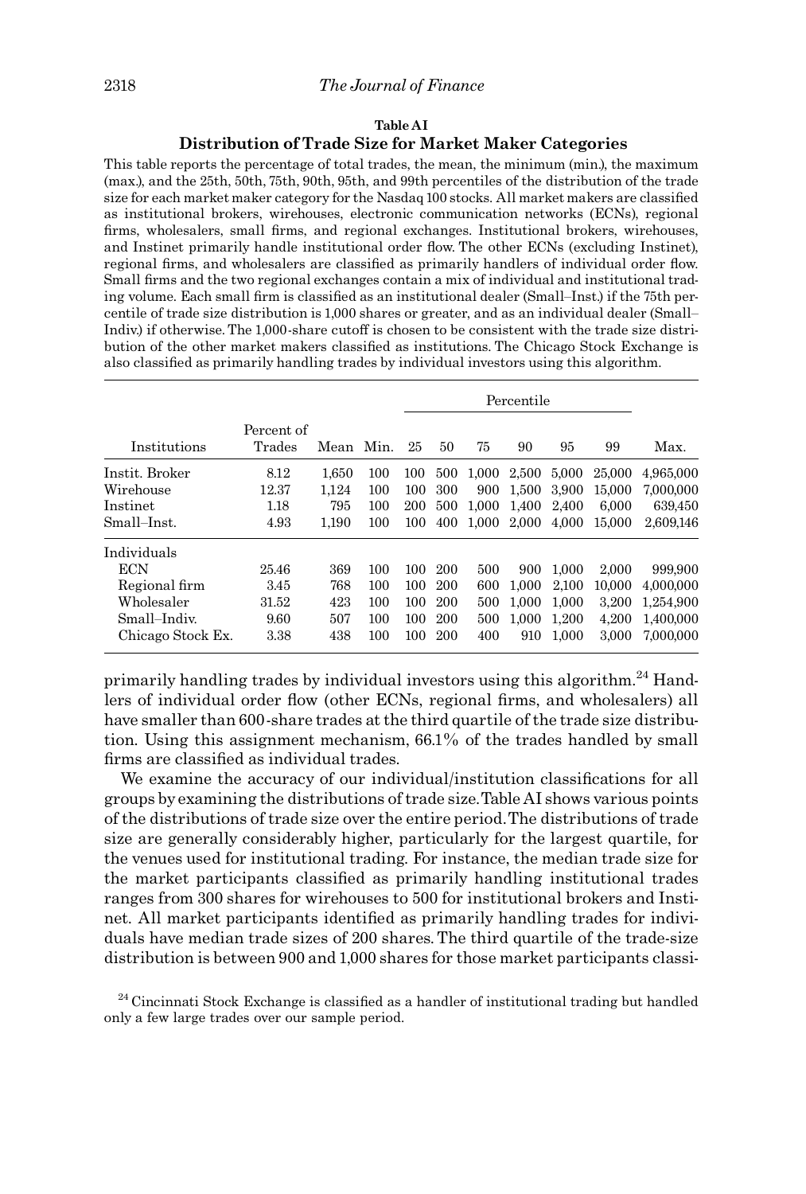**Table AI**

**Distribution of Trade Size for Market Maker Categories**

This table reports the percentage of total trades, the mean, the minimum (min.), the maximum (max.), and the 25th, 50th, 75th, 90th, 95th, and 99th percentiles of the distribution of the trade size for each market maker category for the Nasdaq 100 stocks. All market makers are classified as institutional brokers, wirehouses, electronic communication networks (ECNs), regional firms, wholesalers, small firms, and regional exchanges. Institutional brokers, wirehouses, and Instinet primarily handle institutional order flow. The other ECNs (excluding Instinet), regional firms, and wholesalers are classified as primarily handlers of individual order flow. Small firms and the two regional exchanges contain a mix of individual and institutional trading volume. Each small firm is classified as an institutional dealer (Small–Inst.) if the 75th percentile of trade size distribution is 1,000 shares or greater, and as an individual dealer (Small–Indiv.) if otherwise. The 1,000-share cutoff is chosen to be consistent with the trade size distribution of the other market makers classified as institutions. The Chicago Stock Exchange is also classified as primarily handling trades by individual investors using this algorithm.

| | | | | Percentile | | | | | | |
|---|---|---|---|---|---|---|---|---|---|---|
| Institutions | Percent of Trades | Mean | Min. | 25 | 50 | 75 | 90 | 95 | 99 | Max. |
| Instit. Broker | 8.12 | 1,650 | 100 | 100 | 500 | 1,000 | 2,500 | 5,000 | 25,000 | 4,965,000 |
| Wirehouse | 12.37 | 1,124 | 100 | 100 | 300 | 900 | 1,500 | 3,900 | 15,000 | 7,000,000 |
| Instinet | 1.18 | 795 | 100 | 200 | 500 | 1,000 | 1,400 | 2,400 | 6,000 | 639,450 |
| Small–Inst. | 4.93 | 1,190 | 100 | 100 | 400 | 1,000 | 2,000 | 4,000 | 15,000 | 2,609,146 |
| Individuals | | | | | | | | | | |
| ECN | 25.46 | 369 | 100 | 100 | 200 | 500 | 900 | 1,000 | 2,000 | 999,900 |
| Regional firm | 3.45 | 768 | 100 | 100 | 200 | 600 | 1,000 | 2,100 | 10,000 | 4,000,000 |
| Wholesaler | 31.52 | 423 | 100 | 100 | 200 | 500 | 1,000 | 1,000 | 3,200 | 1,254,900 |
| Small–Indiv. | 9.60 | 507 | 100 | 100 | 200 | 500 | 1,000 | 1,200 | 4,200 | 1,400,000 |
| Chicago Stock Ex. | 3.38 | 438 | 100 | 100 | 200 | 400 | 910 | 1,000 | 3,000 | 7,000,000 |

primarily handling trades by individual investors using this algorithm.[24] Handlers of individual order flow (other ECNs, regional firms, and wholesalers) all have smaller than 600-share trades at the third quartile of the trade size distribution. Using this assignment mechanism, 66.1% of the trades handled by small firms are classified as individual trades.

We examine the accuracy of our individual/institution classifications for all groups by examining the distributions of trade size. Table AI shows various points of the distributions of trade size over the entire period. The distributions of trade size are generally considerably higher, particularly for the largest quartile, for the venues used for institutional trading. For instance, the median trade size for the market participants classified as primarily handling institutional trades ranges from 300 shares for wirehouses to 500 for institutional brokers and Instinet. All market participants identified as primarily handling trades for individuals have median trade sizes of 200 shares. The third quartile of the trade-size distribution is between 900 and 1,000 shares for those market participants classi-

[24] Cincinnati Stock Exchange is classified as a handler of institutional trading but handled only a few large trades over our sample period.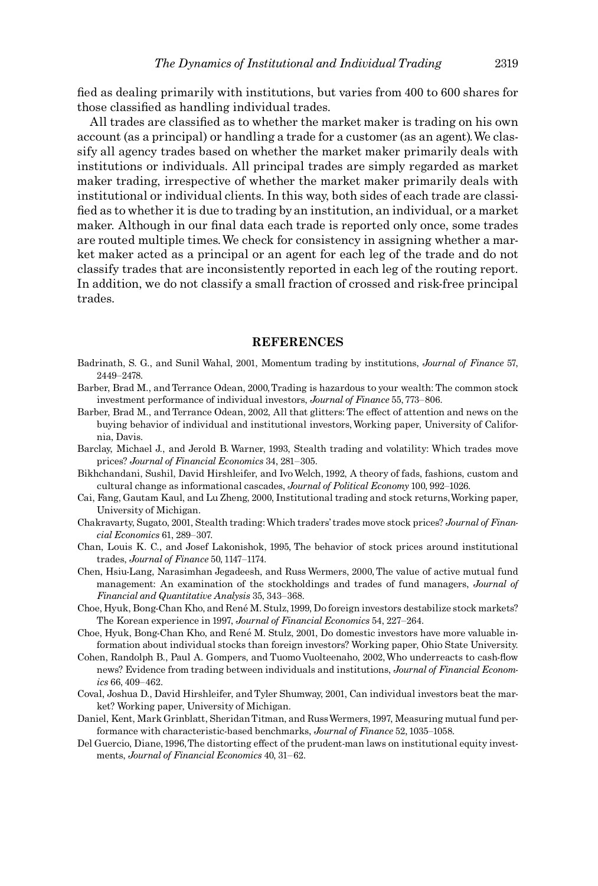fied as dealing primarily with institutions, but varies from 400 to 600 shares for those classified as handling individual trades.

All trades are classified as to whether the market maker is trading on his own account (as a principal) or handling a trade for a customer (as an agent). We classify all agency trades based on whether the market maker primarily deals with institutions or individuals. All principal trades are simply regarded as market maker trading, irrespective of whether the market maker primarily deals with institutional or individual clients. In this way, both sides of each trade are classified as to whether it is due to trading by an institution, an individual, or a market maker. Although in our final data each trade is reported only once, some trades are routed multiple times. We check for consistency in assigning whether a market maker acted as a principal or an agent for each leg of the trade and do not classify trades that are inconsistently reported in each leg of the routing report. In addition, we do not classify a small fraction of crossed and risk-free principal trades.

## REFERENCES

Badrinath, S. G., and Sunil Wahal, 2001, Momentum trading by institutions, *Journal of Finance* 57, 2449–2478.

Barber, Brad M., and Terrance Odean, 2000, Trading is hazardous to your wealth: The common stock investment performance of individual investors, *Journal of Finance* 55, 773–806.

Barber, Brad M., and Terrance Odean, 2002, All that glitters: The effect of attention and news on the buying behavior of individual and institutional investors, Working paper, University of California, Davis.

Barclay, Michael J., and Jerold B. Warner, 1993, Stealth trading and volatility: Which trades move prices? *Journal of Financial Economics* 34, 281–305.

Bikhchandani, Sushil, David Hirshleifer, and Ivo Welch, 1992, A theory of fads, fashions, custom and cultural change as informational cascades, *Journal of Political Economy* 100, 992–1026.

Cai, Fang, Gautam Kaul, and Lu Zheng, 2000, Institutional trading and stock returns, Working paper, University of Michigan.

Chakravarty, Sugato, 2001, Stealth trading: Which traders' trades move stock prices? *Journal of Financial Economics* 61, 289–307.

Chan, Louis K. C., and Josef Lakonishok, 1995, The behavior of stock prices around institutional trades, *Journal of Finance* 50, 1147–1174.

Chen, Hsiu-Lang, Narasimhan Jegadeesh, and Russ Wermers, 2000, The value of active mutual fund management: An examination of the stockholdings and trades of fund managers, *Journal of Financial and Quantitative Analysis* 35, 343–368.

Choe, Hyuk, Bong-Chan Kho, and René M. Stulz, 1999, Do foreign investors destabilize stock markets? The Korean experience in 1997, *Journal of Financial Economics* 54, 227–264.

Choe, Hyuk, Bong-Chan Kho, and René M. Stulz, 2001, Do domestic investors have more valuable information about individual stocks than foreign investors? Working paper, Ohio State University.

Cohen, Randolph B., Paul A. Gompers, and Tuomo Vuolteenaho, 2002, Who underreacts to cash-flow news? Evidence from trading between individuals and institutions, *Journal of Financial Economics* 66, 409–462.

Coval, Joshua D., David Hirshleifer, and Tyler Shumway, 2001, Can individual investors beat the market? Working paper, University of Michigan.

Daniel, Kent, Mark Grinblatt, Sheridan Titman, and Russ Wermers, 1997, Measuring mutual fund performance with characteristic-based benchmarks, *Journal of Finance* 52, 1035–1058.

Del Guercio, Diane, 1996, The distorting effect of the prudent-man laws on institutional equity investments, *Journal of Financial Economics* 40, 31–62.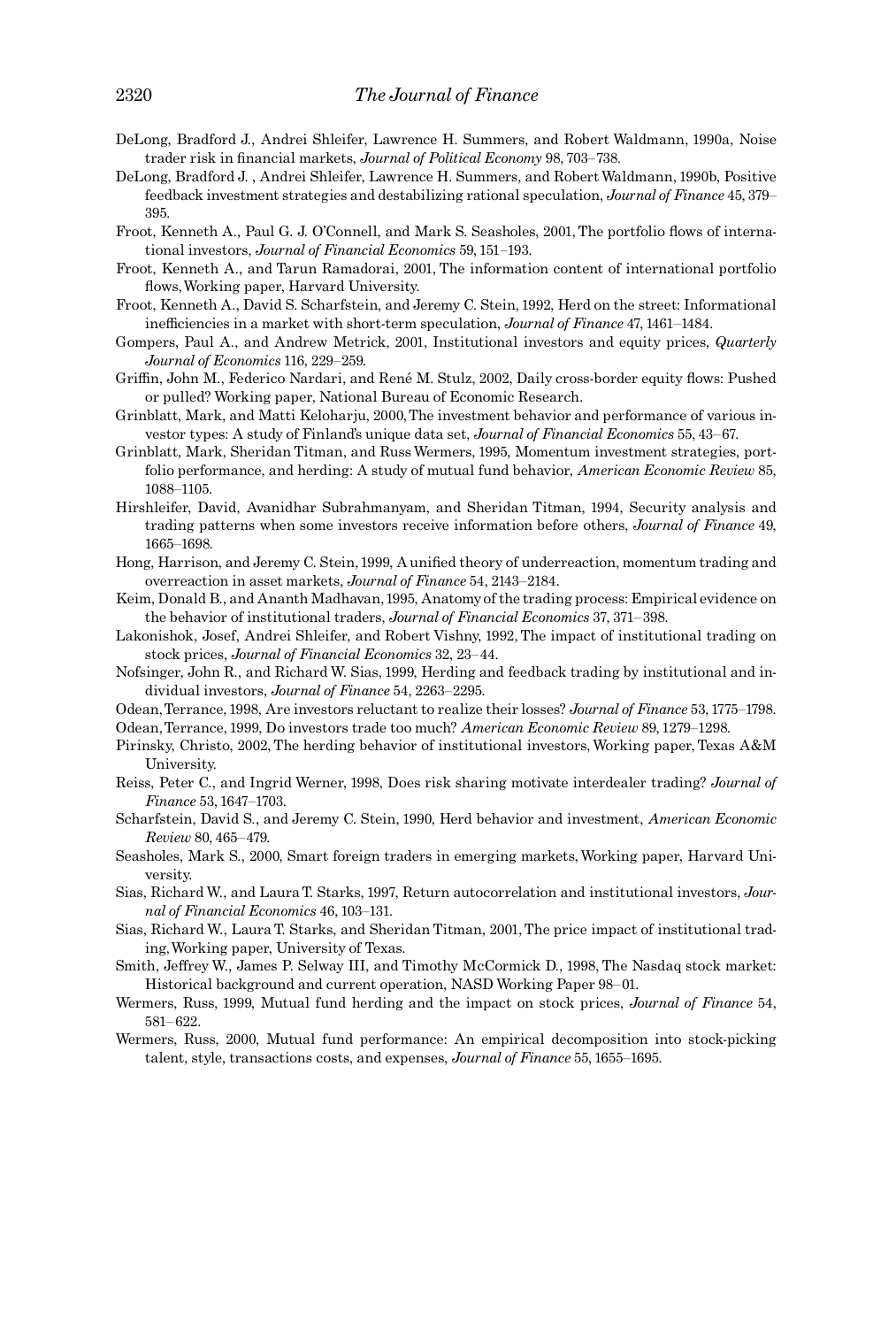DeLong, Bradford J., Andrei Shleifer, Lawrence H. Summers, and Robert Waldmann, 1990a, Noise trader risk in financial markets, *Journal of Political Economy* 98, 703–738.

DeLong, Bradford J. , Andrei Shleifer, Lawrence H. Summers, and Robert Waldmann, 1990b, Positive feedback investment strategies and destabilizing rational speculation, *Journal of Finance* 45, 379–395.

Froot, Kenneth A., Paul G. J. O'Connell, and Mark S. Seasholes, 2001, The portfolio flows of international investors, *Journal of Financial Economics* 59, 151–193.

Froot, Kenneth A., and Tarun Ramadorai, 2001, The information content of international portfolio flows, Working paper, Harvard University.

Froot, Kenneth A., David S. Scharfstein, and Jeremy C. Stein, 1992, Herd on the street: Informational inefficiencies in a market with short-term speculation, *Journal of Finance* 47, 1461–1484.

Gompers, Paul A., and Andrew Metrick, 2001, Institutional investors and equity prices, *Quarterly Journal of Economics* 116, 229–259.

Griffin, John M., Federico Nardari, and René M. Stulz, 2002, Daily cross-border equity flows: Pushed or pulled? Working paper, National Bureau of Economic Research.

Grinblatt, Mark, and Matti Keloharju, 2000, The investment behavior and performance of various investor types: A study of Finland's unique data set, *Journal of Financial Economics* 55, 43–67.

Grinblatt, Mark, Sheridan Titman, and Russ Wermers, 1995, Momentum investment strategies, portfolio performance, and herding: A study of mutual fund behavior, *American Economic Review* 85, 1088–1105.

Hirshleifer, David, Avanidhar Subrahmanyam, and Sheridan Titman, 1994, Security analysis and trading patterns when some investors receive information before others, *Journal of Finance* 49, 1665–1698.

Hong, Harrison, and Jeremy C. Stein, 1999, A unified theory of underreaction, momentum trading and overreaction in asset markets, *Journal of Finance* 54, 2143–2184.

Keim, Donald B., and Ananth Madhavan, 1995, Anatomy of the trading process: Empirical evidence on the behavior of institutional traders, *Journal of Financial Economics* 37, 371–398.

Lakonishok, Josef, Andrei Shleifer, and Robert Vishny, 1992, The impact of institutional trading on stock prices, *Journal of Financial Economics* 32, 23–44.

Nofsinger, John R., and Richard W. Sias, 1999, Herding and feedback trading by institutional and individual investors, *Journal of Finance* 54, 2263–2295.

Odean, Terrance, 1998, Are investors reluctant to realize their losses? *Journal of Finance* 53, 1775–1798.

Odean, Terrance, 1999, Do investors trade too much? *American Economic Review* 89, 1279–1298.

Pirinsky, Christo, 2002, The herding behavior of institutional investors, Working paper, Texas A&M University.

Reiss, Peter C., and Ingrid Werner, 1998, Does risk sharing motivate interdealer trading? *Journal of Finance* 53, 1647–1703.

Scharfstein, David S., and Jeremy C. Stein, 1990, Herd behavior and investment, *American Economic Review* 80, 465–479.

Seasholes, Mark S., 2000, Smart foreign traders in emerging markets, Working paper, Harvard University.

Sias, Richard W., and Laura T. Starks, 1997, Return autocorrelation and institutional investors, *Journal of Financial Economics* 46, 103–131.

Sias, Richard W., Laura T. Starks, and Sheridan Titman, 2001, The price impact of institutional trading, Working paper, University of Texas.

Smith, Jeffrey W., James P. Selway III, and Timothy McCormick D., 1998, The Nasdaq stock market: Historical background and current operation, NASD Working Paper 98–01.

Wermers, Russ, 1999, Mutual fund herding and the impact on stock prices, *Journal of Finance* 54, 581–622.

Wermers, Russ, 2000, Mutual fund performance: An empirical decomposition into stock-picking talent, style, transactions costs, and expenses, *Journal of Finance* 55, 1655–1695.